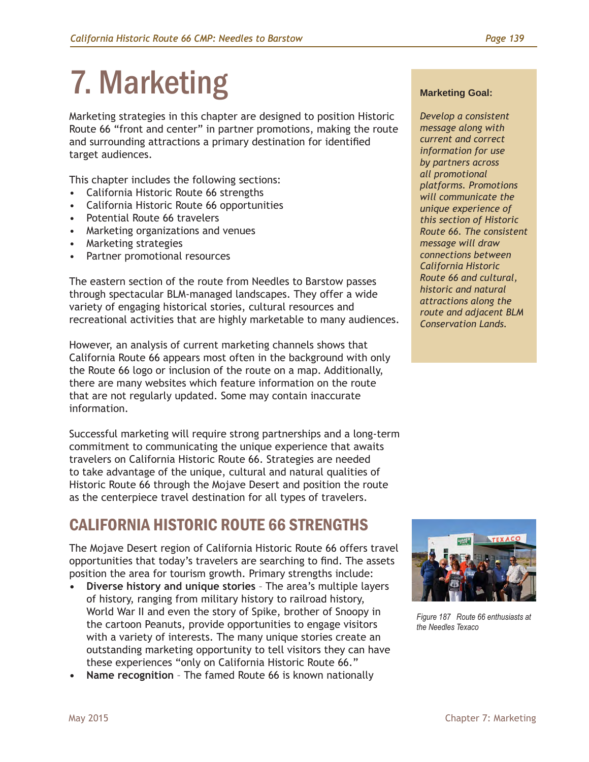# 7. Marketing

Marketing strategies in this chapter are designed to position Historic Route 66 "front and center" in partner promotions, making the route and surrounding attractions a primary destination for identified target audiences.

This chapter includes the following sections:

- California Historic Route 66 strengths
- California Historic Route 66 opportunities
- Potential Route 66 travelers
- Marketing organizations and venues
- Marketing strategies
- Partner promotional resources

The eastern section of the route from Needles to Barstow passes through spectacular BLM-managed landscapes. They offer a wide variety of engaging historical stories, cultural resources and recreational activities that are highly marketable to many audiences.

However, an analysis of current marketing channels shows that California Route 66 appears most often in the background with only the Route 66 logo or inclusion of the route on a map. Additionally, there are many websites which feature information on the route that are not regularly updated. Some may contain inaccurate information.

Successful marketing will require strong partnerships and a long-term commitment to communicating the unique experience that awaits travelers on California Historic Route 66. Strategies are needed to take advantage of the unique, cultural and natural qualities of Historic Route 66 through the Mojave Desert and position the route as the centerpiece travel destination for all types of travelers.

**Marketing Goal:**

*Develop a consistent message along with current and correct information for use by partners across all promotional platforms. Promotions will communicate the unique experience of this section of Historic Route 66. The consistent message will draw connections between California Historic Route 66 and cultural, historic and natural attractions along the route and adjacent BLM Conservation Lands.*

## CALIFORNIA HISTORIC ROUTE 66 STRENGTHS

The Mojave Desert region of California Historic Route 66 offers travel opportunities that today's travelers are searching to find. The assets position the area for tourism growth. Primary strengths include:

- **Diverse history and unique stories** – The area's multiple layers of history, ranging from military history to railroad history, World War II and even the story of Spike, brother of Snoopy in the cartoon Peanuts, provide opportunities to engage visitors with a variety of interests. The many unique stories create an outstanding marketing opportunity to tell visitors they can have these experiences "only on California Historic Route 66."
- **Name recognition** – The famed Route 66 is known nationally

*Figure 187 Route 66 enthusiasts at the Needles Texaco*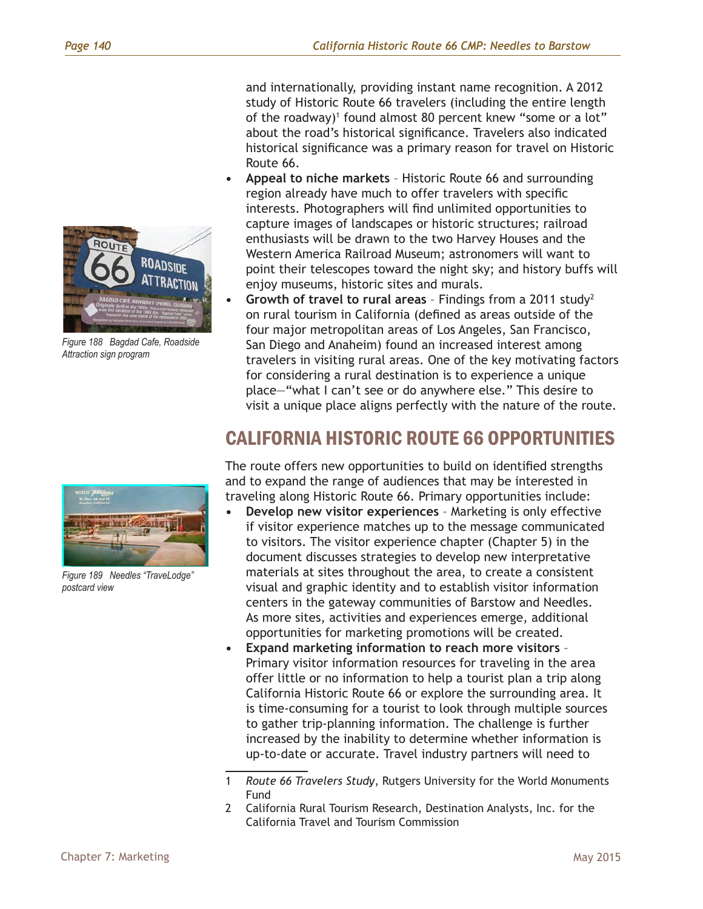and internationally, providing instant name recognition. A 2012 study of Historic Route 66 travelers (including the entire length of the roadway)[1] found almost 80 percent knew "some or a lot" about the road's historical significance. Travelers also indicated historical significance was a primary reason for travel on Historic Route 66.

- **Appeal to niche markets** – Historic Route 66 and surrounding region already have much to offer travelers with specific interests. Photographers will find unlimited opportunities to capture images of landscapes or historic structures; railroad enthusiasts will be drawn to the two Harvey Houses and the Western America Railroad Museum; astronomers will want to point their telescopes toward the night sky; and history buffs will enjoy museums, historic sites and murals.
- **Growth of travel to rural areas** – Findings from a 2011 study[2] on rural tourism in California (defined as areas outside of the four major metropolitan areas of Los Angeles, San Francisco, San Diego and Anaheim) found an increased interest among travelers in visiting rural areas. One of the key motivating factors for considering a rural destination is to experience a unique place—"what I can't see or do anywhere else." This desire to visit a unique place aligns perfectly with the nature of the route.

*Figure 188 Bagdad Cafe, Roadside Attraction sign program*

## CALIFORNIA HISTORIC ROUTE 66 OPPORTUNITIES

The route offers new opportunities to build on identified strengths and to expand the range of audiences that may be interested in traveling along Historic Route 66. Primary opportunities include:

- **Develop new visitor experiences** – Marketing is only effective if visitor experience matches up to the message communicated to visitors. The visitor experience chapter (Chapter 5) in the document discusses strategies to develop new interpretative materials at sites throughout the area, to create a consistent visual and graphic identity and to establish visitor information centers in the gateway communities of Barstow and Needles. As more sites, activities and experiences emerge, additional opportunities for marketing promotions will be created.
- **Expand marketing information to reach more visitors** – Primary visitor information resources for traveling in the area offer little or no information to help a tourist plan a trip along California Historic Route 66 or explore the surrounding area. It is time-consuming for a tourist to look through multiple sources to gather trip-planning information. The challenge is further increased by the inability to determine whether information is up-to-date or accurate. Travel industry partners will need to

*Figure 189 Needles "TraveLodge" postcard view*

1 *Route 66 Travelers Study*, Rutgers University for the World Monuments Fund

2 California Rural Tourism Research, Destination Analysts, Inc. for the California Travel and Tourism Commission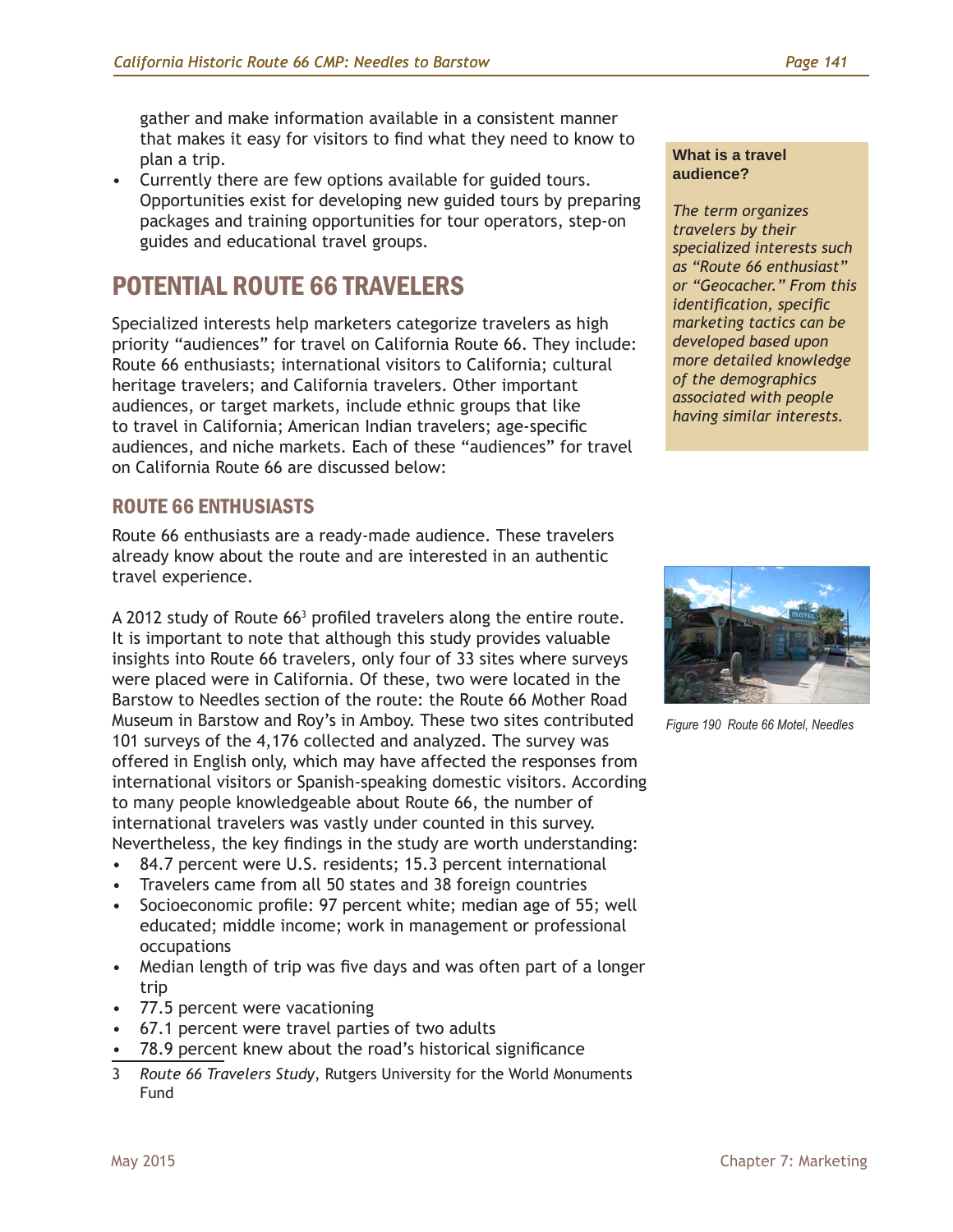gather and make information available in a consistent manner that makes it easy for visitors to find what they need to know to plan a trip.

- Currently there are few options available for guided tours. Opportunities exist for developing new guided tours by preparing packages and training opportunities for tour operators, step-on guides and educational travel groups.

## POTENTIAL ROUTE 66 TRAVELERS

Specialized interests help marketers categorize travelers as high priority "audiences" for travel on California Route 66. They include: Route 66 enthusiasts; international visitors to California; cultural heritage travelers; and California travelers. Other important audiences, or target markets, include ethnic groups that like to travel in California; American Indian travelers; age-specific audiences, and niche markets. Each of these "audiences" for travel on California Route 66 are discussed below:

**What is a travel audience?**

*The term organizes travelers by their specialized interests such as "Route 66 enthusiast" or "Geocacher." From this identification, specific marketing tactics can be developed based upon more detailed knowledge of the demographics associated with people having similar interests.*

### ROUTE 66 ENTHUSIASTS

Route 66 enthusiasts are a ready-made audience. These travelers already know about the route and are interested in an authentic travel experience.

A 2012 study of Route 66[3] profiled travelers along the entire route. It is important to note that although this study provides valuable insights into Route 66 travelers, only four of 33 sites where surveys were placed were in California. Of these, two were located in the Barstow to Needles section of the route: the Route 66 Mother Road Museum in Barstow and Roy's in Amboy. These two sites contributed 101 surveys of the 4,176 collected and analyzed. The survey was offered in English only, which may have affected the responses from international visitors or Spanish-speaking domestic visitors. According to many people knowledgeable about Route 66, the number of international travelers was vastly under counted in this survey. Nevertheless, the key findings in the study are worth understanding:

- 84.7 percent were U.S. residents; 15.3 percent international
- Travelers came from all 50 states and 38 foreign countries
- Socioeconomic profile: 97 percent white; median age of 55; well educated; middle income; work in management or professional occupations
- Median length of trip was five days and was often part of a longer trip
- 77.5 percent were vacationing
- 67.1 percent were travel parties of two adults
- 78.9 percent knew about the road's historical significance

Figure 190 Route 66 Motel, Needles

3 *Route 66 Travelers Study*, Rutgers University for the World Monuments Fund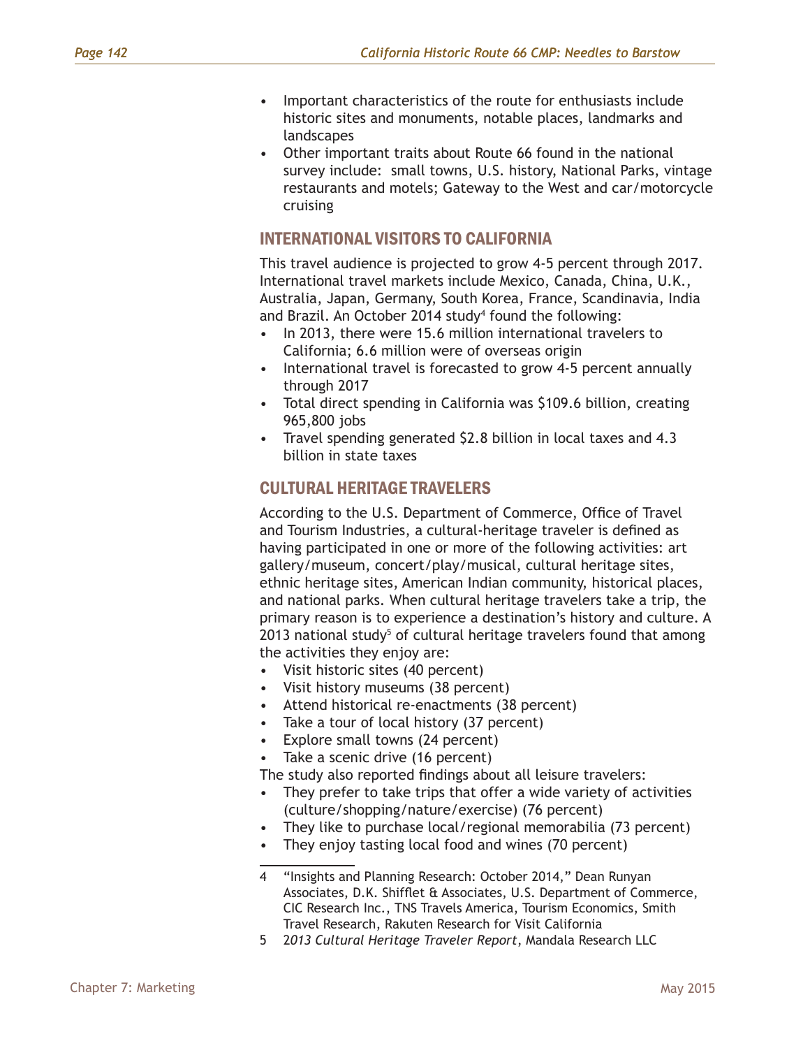- Important characteristics of the route for enthusiasts include historic sites and monuments, notable places, landmarks and landscapes
- Other important traits about Route 66 found in the national survey include: small towns, U.S. history, National Parks, vintage restaurants and motels; Gateway to the West and car/motorcycle cruising

## INTERNATIONAL VISITORS TO CALIFORNIA

This travel audience is projected to grow 4-5 percent through 2017. International travel markets include Mexico, Canada, China, U.K., Australia, Japan, Germany, South Korea, France, Scandinavia, India and Brazil. An October 2014 study[4] found the following:

- In 2013, there were 15.6 million international travelers to California; 6.6 million were of overseas origin
- International travel is forecasted to grow 4-5 percent annually through 2017
- Total direct spending in California was $109.6 billion, creating 965,800 jobs
- Travel spending generated $2.8 billion in local taxes and 4.3 billion in state taxes

## CULTURAL HERITAGE TRAVELERS

According to the U.S. Department of Commerce, Office of Travel and Tourism Industries, a cultural-heritage traveler is defined as having participated in one or more of the following activities: art gallery/museum, concert/play/musical, cultural heritage sites, ethnic heritage sites, American Indian community, historical places, and national parks. When cultural heritage travelers take a trip, the primary reason is to experience a destination's history and culture. A 2013 national study[5] of cultural heritage travelers found that among the activities they enjoy are:

- Visit historic sites (40 percent)
- Visit history museums (38 percent)
- Attend historical re-enactments (38 percent)
- Take a tour of local history (37 percent)
- Explore small towns (24 percent)
- Take a scenic drive (16 percent)

The study also reported findings about all leisure travelers:

- They prefer to take trips that offer a wide variety of activities (culture/shopping/nature/exercise) (76 percent)
- They like to purchase local/regional memorabilia (73 percent)
- They enjoy tasting local food and wines (70 percent)

---

4 "Insights and Planning Research: October 2014," Dean Runyan Associates, D.K. Shifflet & Associates, U.S. Department of Commerce, CIC Research Inc., TNS Travels America, Tourism Economics, Smith Travel Research, Rakuten Research for Visit California

5 *2013 Cultural Heritage Traveler Report*, Mandala Research LLC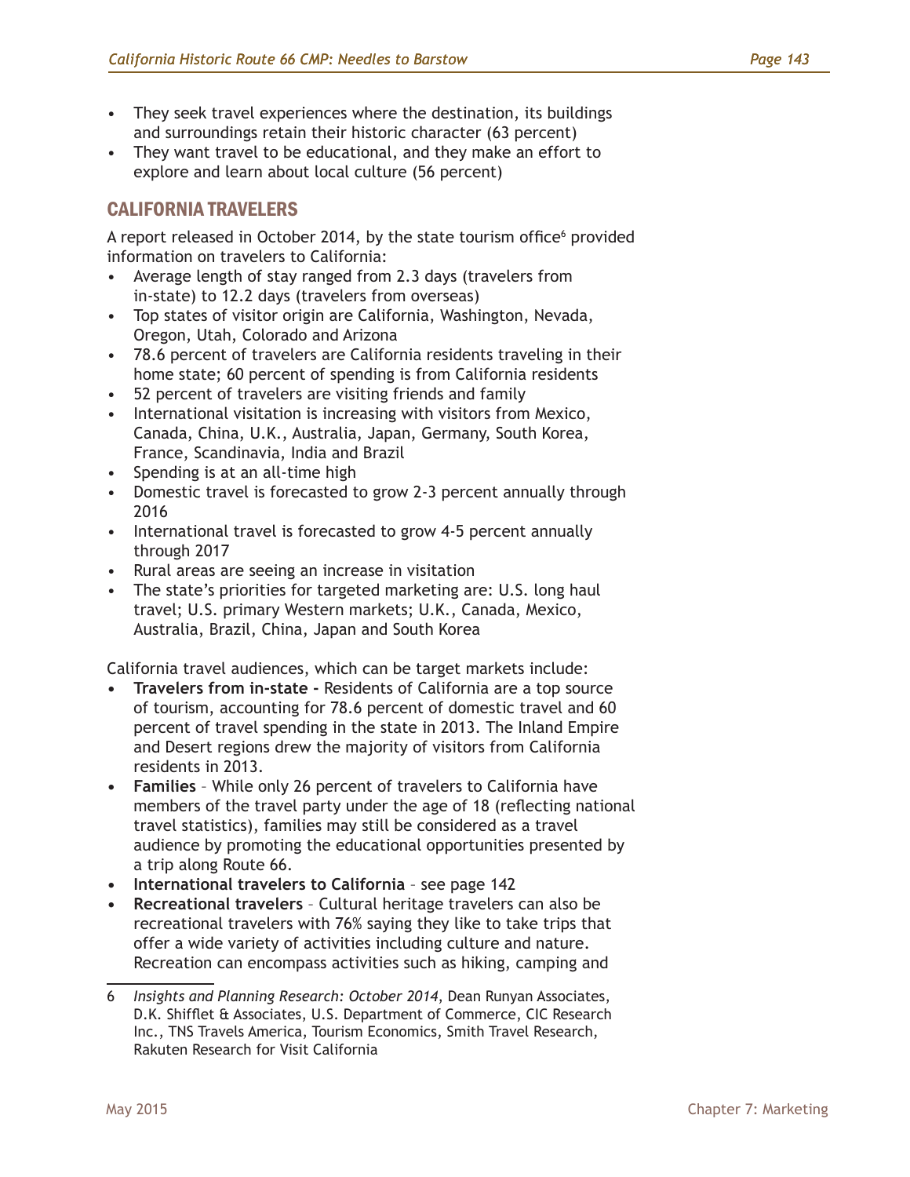- They seek travel experiences where the destination, its buildings and surroundings retain their historic character (63 percent)
- They want travel to be educational, and they make an effort to explore and learn about local culture (56 percent)

## CALIFORNIA TRAVELERS

A report released in October 2014, by the state tourism office[6] provided information on travelers to California:

- Average length of stay ranged from 2.3 days (travelers from in-state) to 12.2 days (travelers from overseas)
- Top states of visitor origin are California, Washington, Nevada, Oregon, Utah, Colorado and Arizona
- 78.6 percent of travelers are California residents traveling in their home state; 60 percent of spending is from California residents
- 52 percent of travelers are visiting friends and family
- International visitation is increasing with visitors from Mexico, Canada, China, U.K., Australia, Japan, Germany, South Korea, France, Scandinavia, India and Brazil
- Spending is at an all-time high
- Domestic travel is forecasted to grow 2-3 percent annually through 2016
- International travel is forecasted to grow 4-5 percent annually through 2017
- Rural areas are seeing an increase in visitation
- The state's priorities for targeted marketing are: U.S. long haul travel; U.S. primary Western markets; U.K., Canada, Mexico, Australia, Brazil, China, Japan and South Korea

California travel audiences, which can be target markets include:

- **Travelers from in-state -** Residents of California are a top source of tourism, accounting for 78.6 percent of domestic travel and 60 percent of travel spending in the state in 2013. The Inland Empire and Desert regions drew the majority of visitors from California residents in 2013.
- **Families** – While only 26 percent of travelers to California have members of the travel party under the age of 18 (reflecting national travel statistics), families may still be considered as a travel audience by promoting the educational opportunities presented by a trip along Route 66.
- **International travelers to California** – see page 142
- **Recreational travelers** – Cultural heritage travelers can also be recreational travelers with 76% saying they like to take trips that offer a wide variety of activities including culture and nature. Recreation can encompass activities such as hiking, camping and

---

6 *Insights and Planning Research: October 2014*, Dean Runyan Associates, D.K. Shifflet & Associates, U.S. Department of Commerce, CIC Research Inc., TNS Travels America, Tourism Economics, Smith Travel Research, Rakuten Research for Visit California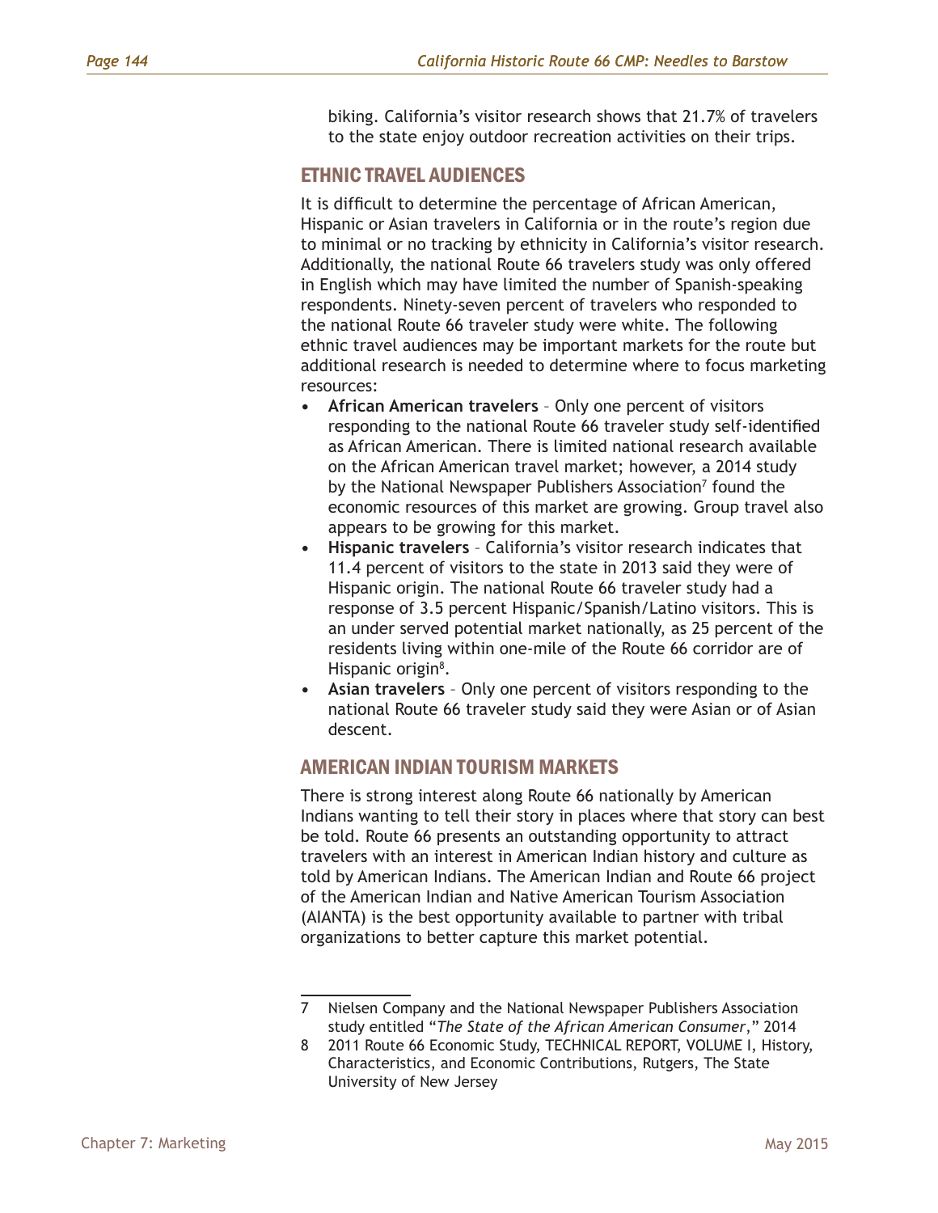biking. California's visitor research shows that 21.7% of travelers to the state enjoy outdoor recreation activities on their trips.

## ETHNIC TRAVEL AUDIENCES

It is difficult to determine the percentage of African American, Hispanic or Asian travelers in California or in the route's region due to minimal or no tracking by ethnicity in California's visitor research. Additionally, the national Route 66 travelers study was only offered in English which may have limited the number of Spanish-speaking respondents. Ninety-seven percent of travelers who responded to the national Route 66 traveler study were white. The following ethnic travel audiences may be important markets for the route but additional research is needed to determine where to focus marketing resources:

- **African American travelers** – Only one percent of visitors responding to the national Route 66 traveler study self-identified as African American. There is limited national research available on the African American travel market; however, a 2014 study by the National Newspaper Publishers Association[7] found the economic resources of this market are growing. Group travel also appears to be growing for this market.
- **Hispanic travelers** – California's visitor research indicates that 11.4 percent of visitors to the state in 2013 said they were of Hispanic origin. The national Route 66 traveler study had a response of 3.5 percent Hispanic/Spanish/Latino visitors. This is an under served potential market nationally, as 25 percent of the residents living within one-mile of the Route 66 corridor are of Hispanic origin[8].
- **Asian travelers** – Only one percent of visitors responding to the national Route 66 traveler study said they were Asian or of Asian descent.

## AMERICAN INDIAN TOURISM MARKETS

There is strong interest along Route 66 nationally by American Indians wanting to tell their story in places where that story can best be told. Route 66 presents an outstanding opportunity to attract travelers with an interest in American Indian history and culture as told by American Indians. The American Indian and Route 66 project of the American Indian and Native American Tourism Association (AIANTA) is the best opportunity available to partner with tribal organizations to better capture this market potential.

---

7 Nielsen Company and the National Newspaper Publishers Association study entitled "*The State of the African American Consumer*," 2014

8 2011 Route 66 Economic Study, TECHNICAL REPORT, VOLUME I, History, Characteristics, and Economic Contributions, Rutgers, The State University of New Jersey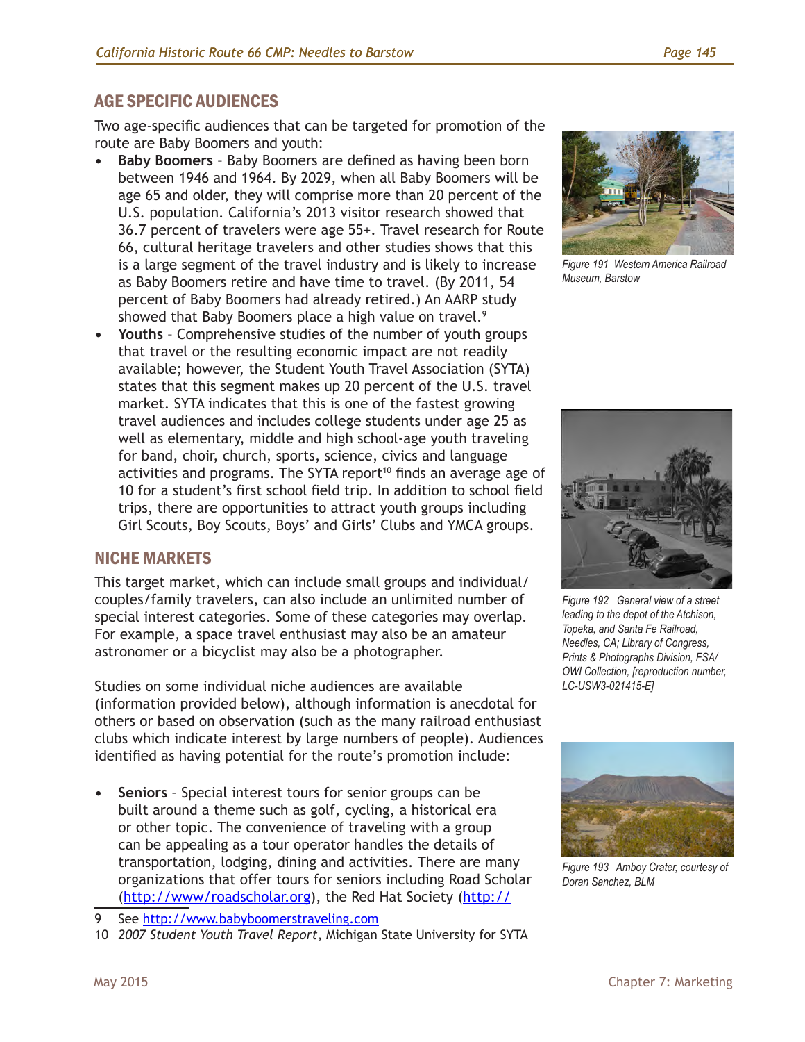## AGE SPECIFIC AUDIENCES

Two age-specific audiences that can be targeted for promotion of the route are Baby Boomers and youth:

- **Baby Boomers** – Baby Boomers are defined as having been born between 1946 and 1964. By 2029, when all Baby Boomers will be age 65 and older, they will comprise more than 20 percent of the U.S. population. California's 2013 visitor research showed that 36.7 percent of travelers were age 55+. Travel research for Route 66, cultural heritage travelers and other studies shows that this is a large segment of the travel industry and is likely to increase as Baby Boomers retire and have time to travel. (By 2011, 54 percent of Baby Boomers had already retired.) An AARP study showed that Baby Boomers place a high value on travel.[9]
- **Youths** – Comprehensive studies of the number of youth groups that travel or the resulting economic impact are not readily available; however, the Student Youth Travel Association (SYTA) states that this segment makes up 20 percent of the U.S. travel market. SYTA indicates that this is one of the fastest growing travel audiences and includes college students under age 25 as well as elementary, middle and high school-age youth traveling for band, choir, church, sports, science, civics and language activities and programs. The SYTA report[10] finds an average age of 10 for a student's first school field trip. In addition to school field trips, there are opportunities to attract youth groups including Girl Scouts, Boy Scouts, Boys' and Girls' Clubs and YMCA groups.

## NICHE MARKETS

This target market, which can include small groups and individual/couples/family travelers, can also include an unlimited number of special interest categories. Some of these categories may overlap. For example, a space travel enthusiast may also be an amateur astronomer or a bicyclist may also be a photographer.

Studies on some individual niche audiences are available (information provided below), although information is anecdotal for others or based on observation (such as the many railroad enthusiast clubs which indicate interest by large numbers of people). Audiences identified as having potential for the route's promotion include:

- **Seniors** – Special interest tours for senior groups can be built around a theme such as golf, cycling, a historical era or other topic. The convenience of traveling with a group can be appealing as a tour operator handles the details of transportation, lodging, dining and activities. There are many organizations that offer tours for seniors including Road Scholar (http://www/roadscholar.org), the Red Hat Society (http://

Figure 191 Western America Railroad Museum, Barstow

Figure 192 General view of a street leading to the depot of the Atchison, Topeka, and Santa Fe Railroad, Needles, CA; Library of Congress, Prints & Photographs Division, FSA/OWI Collection, [reproduction number, LC-USW3-021415-E]

Figure 193 Amboy Crater, courtesy of Doran Sanchez, BLM

9 See http://www.babyboomerstraveling.com

10 *2007 Student Youth Travel Report*, Michigan State University for SYTA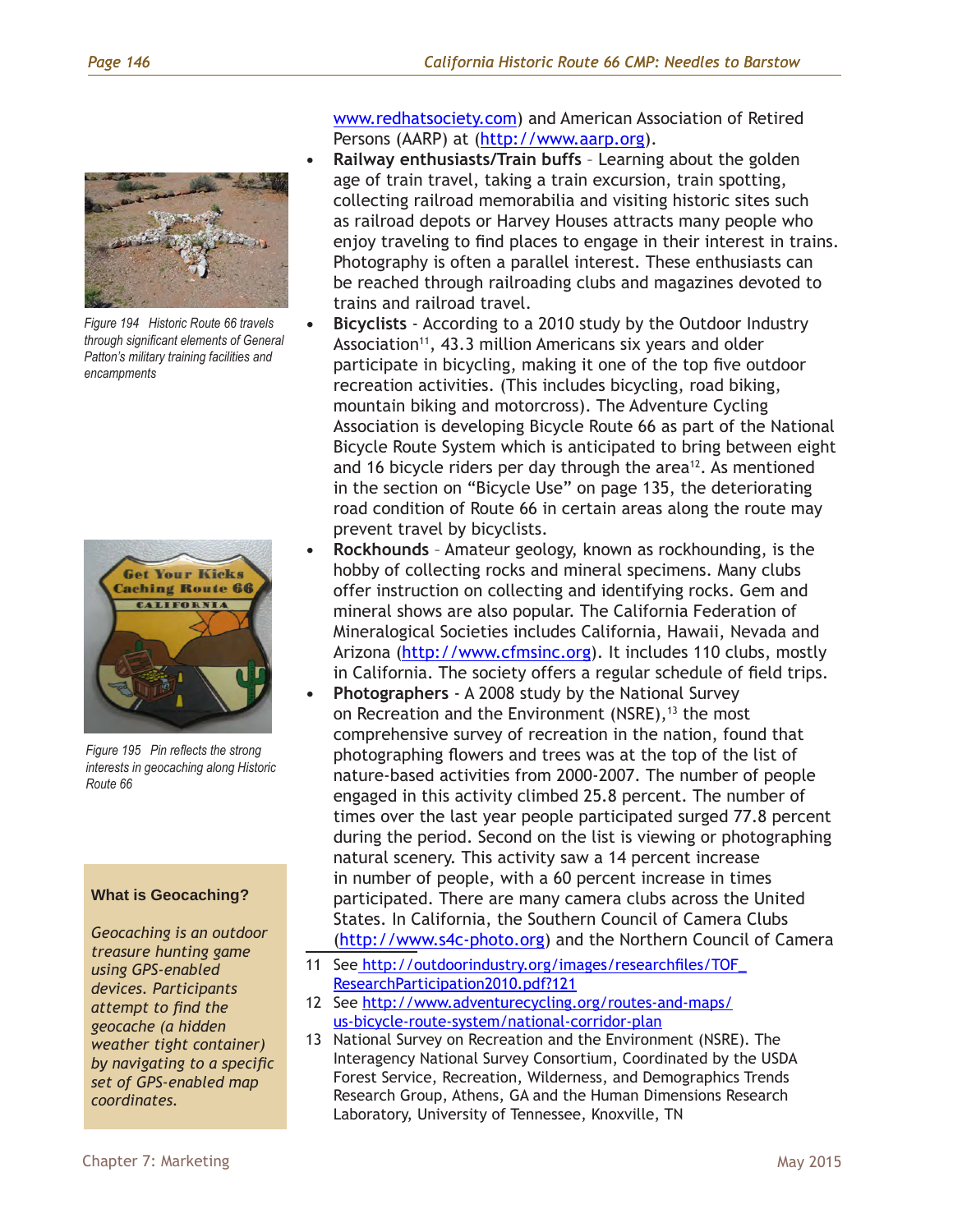www.redhatsociety.com) and American Association of Retired Persons (AARP) at (http://www.aarp.org).

- **Railway enthusiasts/Train buffs** – Learning about the golden age of train travel, taking a train excursion, train spotting, collecting railroad memorabilia and visiting historic sites such as railroad depots or Harvey Houses attracts many people who enjoy traveling to find places to engage in their interest in trains. Photography is often a parallel interest. These enthusiasts can be reached through railroading clubs and magazines devoted to trains and railroad travel.
- **Bicyclists** - According to a 2010 study by the Outdoor Industry Association[11], 43.3 million Americans six years and older participate in bicycling, making it one of the top five outdoor recreation activities. (This includes bicycling, road biking, mountain biking and motorcross). The Adventure Cycling Association is developing Bicycle Route 66 as part of the National Bicycle Route System which is anticipated to bring between eight and 16 bicycle riders per day through the area[12]. As mentioned in the section on "Bicycle Use" on page 135, the deteriorating road condition of Route 66 in certain areas along the route may prevent travel by bicyclists.
- **Rockhounds** – Amateur geology, known as rockhounding, is the hobby of collecting rocks and mineral specimens. Many clubs offer instruction on collecting and identifying rocks. Gem and mineral shows are also popular. The California Federation of Mineralogical Societies includes California, Hawaii, Nevada and Arizona (http://www.cfmsinc.org). It includes 110 clubs, mostly in California. The society offers a regular schedule of field trips.
- **Photographers** - A 2008 study by the National Survey on Recreation and the Environment (NSRE),[13] the most comprehensive survey of recreation in the nation, found that photographing flowers and trees was at the top of the list of nature-based activities from 2000-2007. The number of people engaged in this activity climbed 25.8 percent. The number of times over the last year people participated surged 77.8 percent during the period. Second on the list is viewing or photographing natural scenery. This activity saw a 14 percent increase in number of people, with a 60 percent increase in times participated. There are many camera clubs across the United States. In California, the Southern Council of Camera Clubs (http://www.s4c-photo.org) and the Northern Council of Camera

Figure 194 Historic Route 66 travels through significant elements of General Patton's military training facilities and encampments

Figure 195 Pin reflects the strong interests in geocaching along Historic Route 66

**What is Geocaching?**

*Geocaching is an outdoor treasure hunting game using GPS-enabled devices. Participants attempt to find the geocache (a hidden weather tight container) by navigating to a specific set of GPS-enabled map coordinates.*

---

11 See http://outdoorindustry.org/images/researchfiles/TOF_ResearchParticipation2010.pdf?121

12 See http://www.adventurecycling.org/routes-and-maps/us-bicycle-route-system/national-corridor-plan

13 National Survey on Recreation and the Environment (NSRE). The Interagency National Survey Consortium, Coordinated by the USDA Forest Service, Recreation, Wilderness, and Demographics Trends Research Group, Athens, GA and the Human Dimensions Research Laboratory, University of Tennessee, Knoxville, TN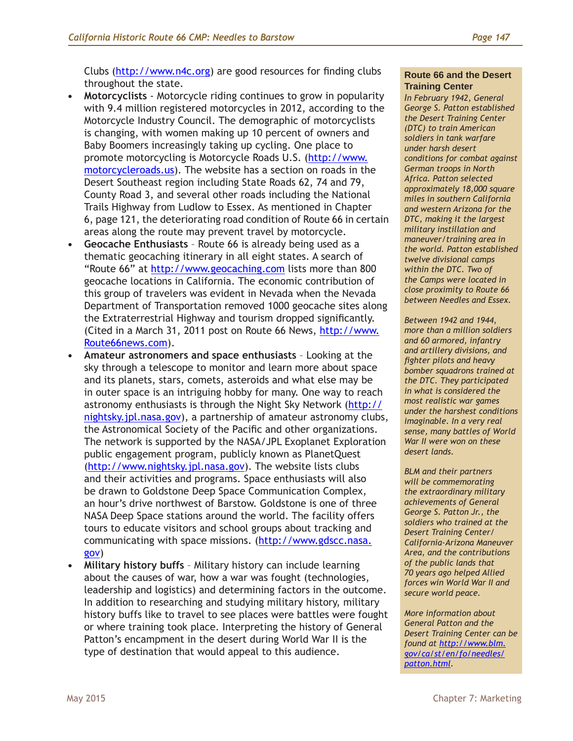Clubs (http://www.n4c.org) are good resources for finding clubs throughout the state.

- **Motorcyclists** - Motorcycle riding continues to grow in popularity with 9.4 million registered motorcycles in 2012, according to the Motorcycle Industry Council. The demographic of motorcyclists is changing, with women making up 10 percent of owners and Baby Boomers increasingly taking up cycling. One place to promote motorcycling is Motorcycle Roads U.S. (http://www.motorcycleroads.us). The website has a section on roads in the Desert Southeast region including State Roads 62, 74 and 79, County Road 3, and several other roads including the National Trails Highway from Ludlow to Essex. As mentioned in Chapter 6, page 121, the deteriorating road condition of Route 66 in certain areas along the route may prevent travel by motorcycle.
- **Geocache Enthusiasts** – Route 66 is already being used as a thematic geocaching itinerary in all eight states. A search of "Route 66" at http://www.geocaching.com lists more than 800 geocache locations in California. The economic contribution of this group of travelers was evident in Nevada when the Nevada Department of Transportation removed 1000 geocache sites along the Extraterrestrial Highway and tourism dropped significantly. (Cited in a March 31, 2011 post on Route 66 News, http://www.Route66news.com).
- **Amateur astronomers and space enthusiasts** – Looking at the sky through a telescope to monitor and learn more about space and its planets, stars, comets, asteroids and what else may be in outer space is an intriguing hobby for many. One way to reach astronomy enthusiasts is through the Night Sky Network (http://nightsky.jpl.nasa.gov), a partnership of amateur astronomy clubs, the Astronomical Society of the Pacific and other organizations. The network is supported by the NASA/JPL Exoplanet Exploration public engagement program, publicly known as PlanetQuest (http://www.nightsky.jpl.nasa.gov). The website lists clubs and their activities and programs. Space enthusiasts will also be drawn to Goldstone Deep Space Communication Complex, an hour's drive northwest of Barstow. Goldstone is one of three NASA Deep Space stations around the world. The facility offers tours to educate visitors and school groups about tracking and communicating with space missions. (http://www.gdscc.nasa.gov)
- **Military history buffs** – Military history can include learning about the causes of war, how a war was fought (technologies, leadership and logistics) and determining factors in the outcome. In addition to researching and studying military history, military history buffs like to travel to see places were battles were fought or where training took place. Interpreting the history of General Patton's encampment in the desert during World War II is the type of destination that would appeal to this audience.

**Route 66 and the Desert Training Center**

*In February 1942, General George S. Patton established the Desert Training Center (DTC) to train American soldiers in tank warfare under harsh desert conditions for combat against German troops in North Africa. Patton selected approximately 18,000 square miles in southern California and western Arizona for the DTC, making it the largest military instillation and maneuver/training area in the world. Patton established twelve divisional camps within the DTC. Two of the Camps were located in close proximity to Route 66 between Needles and Essex.*

*Between 1942 and 1944, more than a million soldiers and 60 armored, infantry and artillery divisions, and fighter pilots and heavy bomber squadrons trained at the DTC. They participated in what is considered the most realistic war games under the harshest conditions imaginable. In a very real sense, many battles of World War II were won on these desert lands.*

*BLM and their partners will be commemorating the extraordinary military achievements of General George S. Patton Jr., the soldiers who trained at the Desert Training Center/ California-Arizona Maneuver Area, and the contributions of the public lands that 70 years ago helped Allied forces win World War II and secure world peace.*

*More information about General Patton and the Desert Training Center can be found at http://www.blm.gov/ca/st/en/fo/needles/patton.html.*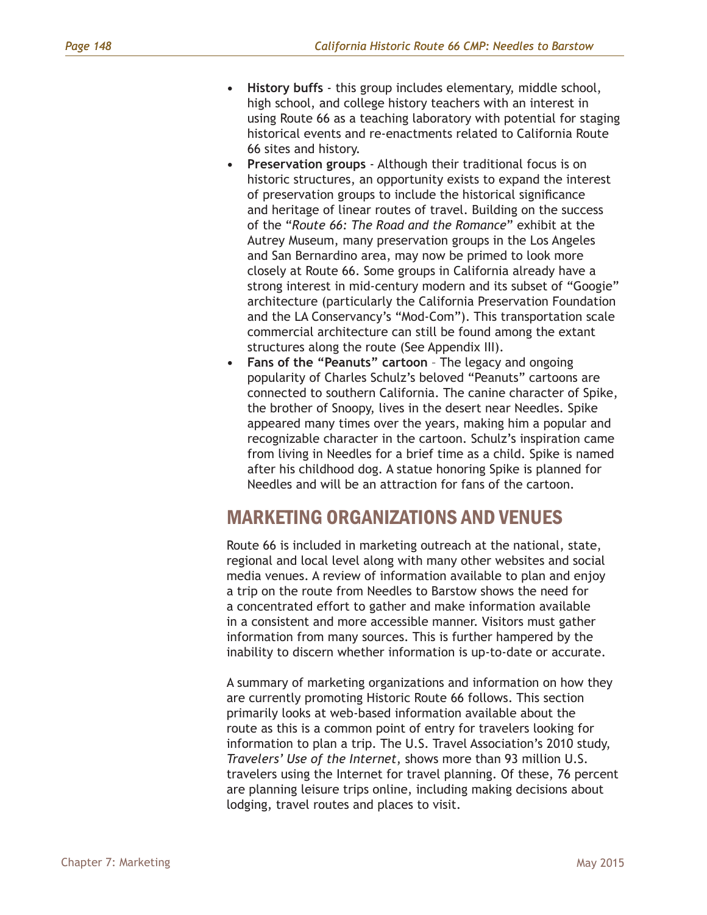- **History buffs** - this group includes elementary, middle school, high school, and college history teachers with an interest in using Route 66 as a teaching laboratory with potential for staging historical events and re-enactments related to California Route 66 sites and history.
- **Preservation groups** - Although their traditional focus is on historic structures, an opportunity exists to expand the interest of preservation groups to include the historical significance and heritage of linear routes of travel. Building on the success of the "*Route 66: The Road and the Romance*" exhibit at the Autrey Museum, many preservation groups in the Los Angeles and San Bernardino area, may now be primed to look more closely at Route 66. Some groups in California already have a strong interest in mid-century modern and its subset of "Googie" architecture (particularly the California Preservation Foundation and the LA Conservancy's "Mod-Com"). This transportation scale commercial architecture can still be found among the extant structures along the route (See Appendix III).
- **Fans of the "Peanuts" cartoon** – The legacy and ongoing popularity of Charles Schulz's beloved "Peanuts" cartoons are connected to southern California. The canine character of Spike, the brother of Snoopy, lives in the desert near Needles. Spike appeared many times over the years, making him a popular and recognizable character in the cartoon. Schulz's inspiration came from living in Needles for a brief time as a child. Spike is named after his childhood dog. A statue honoring Spike is planned for Needles and will be an attraction for fans of the cartoon.

## MARKETING ORGANIZATIONS AND VENUES

Route 66 is included in marketing outreach at the national, state, regional and local level along with many other websites and social media venues. A review of information available to plan and enjoy a trip on the route from Needles to Barstow shows the need for a concentrated effort to gather and make information available in a consistent and more accessible manner. Visitors must gather information from many sources. This is further hampered by the inability to discern whether information is up-to-date or accurate.

A summary of marketing organizations and information on how they are currently promoting Historic Route 66 follows. This section primarily looks at web-based information available about the route as this is a common point of entry for travelers looking for information to plan a trip. The U.S. Travel Association's 2010 study, *Travelers' Use of the Internet*, shows more than 93 million U.S. travelers using the Internet for travel planning. Of these, 76 percent are planning leisure trips online, including making decisions about lodging, travel routes and places to visit.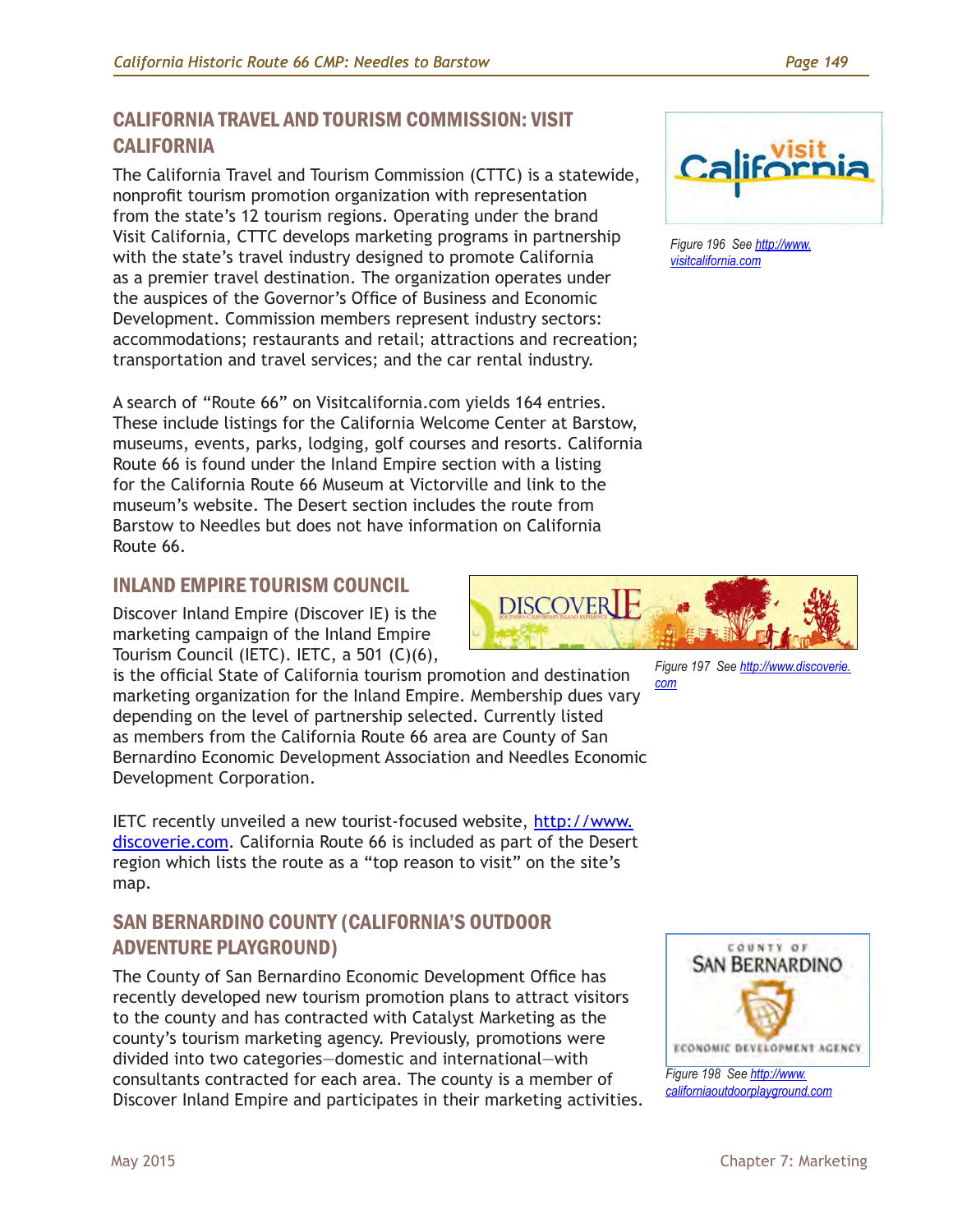## CALIFORNIA TRAVEL AND TOURISM COMMISSION: VISIT CALIFORNIA

The California Travel and Tourism Commission (CTTC) is a statewide, nonprofit tourism promotion organization with representation from the state's 12 tourism regions. Operating under the brand Visit California, CTTC develops marketing programs in partnership with the state's travel industry designed to promote California as a premier travel destination. The organization operates under the auspices of the Governor's Office of Business and Economic Development. Commission members represent industry sectors: accommodations; restaurants and retail; attractions and recreation; transportation and travel services; and the car rental industry.

Figure 196 See http://www.visitcalifornia.com

A search of "Route 66" on Visitcalifornia.com yields 164 entries. These include listings for the California Welcome Center at Barstow, museums, events, parks, lodging, golf courses and resorts. California Route 66 is found under the Inland Empire section with a listing for the California Route 66 Museum at Victorville and link to the museum's website. The Desert section includes the route from Barstow to Needles but does not have information on California Route 66.

## INLAND EMPIRE TOURISM COUNCIL

Discover Inland Empire (Discover IE) is the marketing campaign of the Inland Empire Tourism Council (IETC). IETC, a 501 (C)(6), is the official State of California tourism promotion and destination marketing organization for the Inland Empire. Membership dues vary depending on the level of partnership selected. Currently listed as members from the California Route 66 area are County of San Bernardino Economic Development Association and Needles Economic Development Corporation.

Figure 197 See http://www.discoverie.com

IETC recently unveiled a new tourist-focused website, http://www.discoverie.com. California Route 66 is included as part of the Desert region which lists the route as a "top reason to visit" on the site's map.

## SAN BERNARDINO COUNTY (CALIFORNIA'S OUTDOOR ADVENTURE PLAYGROUND)

The County of San Bernardino Economic Development Office has recently developed new tourism promotion plans to attract visitors to the county and has contracted with Catalyst Marketing as the county's tourism marketing agency. Previously, promotions were divided into two categories—domestic and international—with consultants contracted for each area. The county is a member of Discover Inland Empire and participates in their marketing activities.

Figure 198 See http://www.californiaoutdoorplayground.com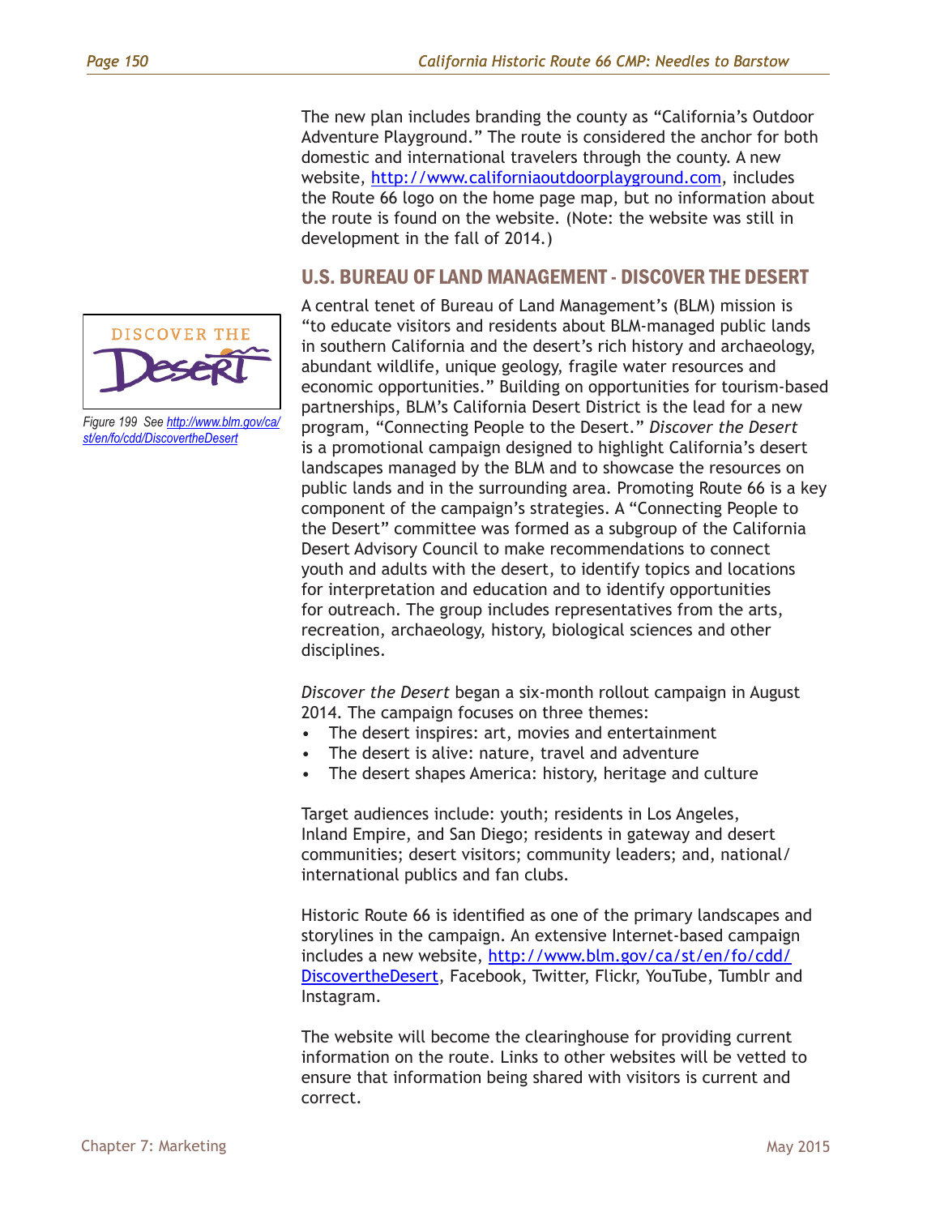The new plan includes branding the county as "California's Outdoor Adventure Playground." The route is considered the anchor for both domestic and international travelers through the county. A new website, http://www.californiaoutdoorplayground.com, includes the Route 66 logo on the home page map, but no information about the route is found on the website. (Note: the website was still in development in the fall of 2014.)

## U.S. BUREAU OF LAND MANAGEMENT - DISCOVER THE DESERT

Figure 199 See http://www.blm.gov/ca/st/en/fo/cdd/DiscovertheDesert

A central tenet of Bureau of Land Management's (BLM) mission is "to educate visitors and residents about BLM-managed public lands in southern California and the desert's rich history and archaeology, abundant wildlife, unique geology, fragile water resources and economic opportunities." Building on opportunities for tourism-based partnerships, BLM's California Desert District is the lead for a new program, "Connecting People to the Desert." *Discover the Desert* is a promotional campaign designed to highlight California's desert landscapes managed by the BLM and to showcase the resources on public lands and in the surrounding area. Promoting Route 66 is a key component of the campaign's strategies. A "Connecting People to the Desert" committee was formed as a subgroup of the California Desert Advisory Council to make recommendations to connect youth and adults with the desert, to identify topics and locations for interpretation and education and to identify opportunities for outreach. The group includes representatives from the arts, recreation, archaeology, history, biological sciences and other disciplines.

*Discover the Desert* began a six-month rollout campaign in August 2014. The campaign focuses on three themes:

- The desert inspires: art, movies and entertainment
- The desert is alive: nature, travel and adventure
- The desert shapes America: history, heritage and culture

Target audiences include: youth; residents in Los Angeles, Inland Empire, and San Diego; residents in gateway and desert communities; desert visitors; community leaders; and, national/international publics and fan clubs.

Historic Route 66 is identified as one of the primary landscapes and storylines in the campaign. An extensive Internet-based campaign includes a new website, http://www.blm.gov/ca/st/en/fo/cdd/DiscovertheDesert, Facebook, Twitter, Flickr, YouTube, Tumblr and Instagram.

The website will become the clearinghouse for providing current information on the route. Links to other websites will be vetted to ensure that information being shared with visitors is current and correct.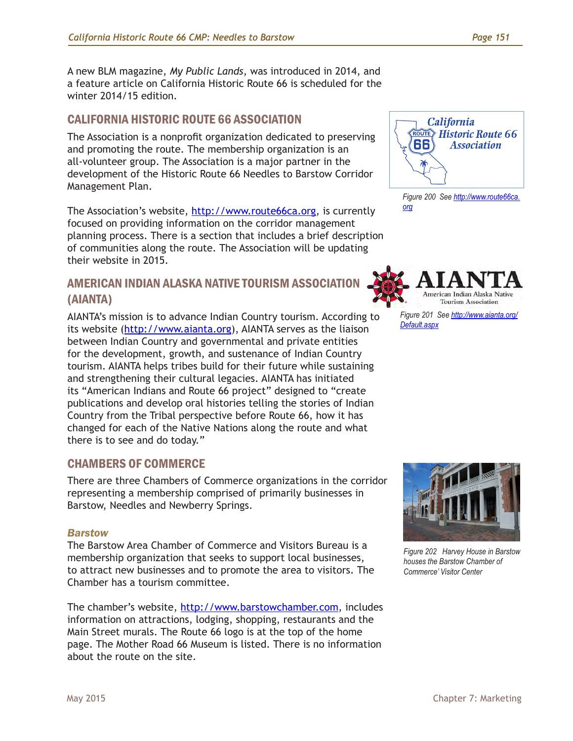A new BLM magazine, *My Public Lands*, was introduced in 2014, and a feature article on California Historic Route 66 is scheduled for the winter 2014/15 edition.

## CALIFORNIA HISTORIC ROUTE 66 ASSOCIATION

The Association is a nonprofit organization dedicated to preserving and promoting the route. The membership organization is an all-volunteer group. The Association is a major partner in the development of the Historic Route 66 Needles to Barstow Corridor Management Plan.

The Association's website, http://www.route66ca.org, is currently focused on providing information on the corridor management planning process. There is a section that includes a brief description of communities along the route. The Association will be updating their website in 2015.

*Figure 200 See http://www.route66ca.org*

## AMERICAN INDIAN ALASKA NATIVE TOURISM ASSOCIATION (AIANTA)

AIANTA's mission is to advance Indian Country tourism. According to its website (http://www.aianta.org), AIANTA serves as the liaison between Indian Country and governmental and private entities for the development, growth, and sustenance of Indian Country tourism. AIANTA helps tribes build for their future while sustaining and strengthening their cultural legacies. AIANTA has initiated its "American Indians and Route 66 project" designed to "create publications and develop oral histories telling the stories of Indian Country from the Tribal perspective before Route 66, how it has changed for each of the Native Nations along the route and what there is to see and do today."

*Figure 201 See http://www.aianta.org/Default.aspx*

## CHAMBERS OF COMMERCE

There are three Chambers of Commerce organizations in the corridor representing a membership comprised of primarily businesses in Barstow, Needles and Newberry Springs.

### *Barstow*

The Barstow Area Chamber of Commerce and Visitors Bureau is a membership organization that seeks to support local businesses, to attract new businesses and to promote the area to visitors. The Chamber has a tourism committee.

The chamber's website, http://www.barstowchamber.com, includes information on attractions, lodging, shopping, restaurants and the Main Street murals. The Route 66 logo is at the top of the home page. The Mother Road 66 Museum is listed. There is no information about the route on the site.

*Figure 202 Harvey House in Barstow houses the Barstow Chamber of Commerce' Visitor Center*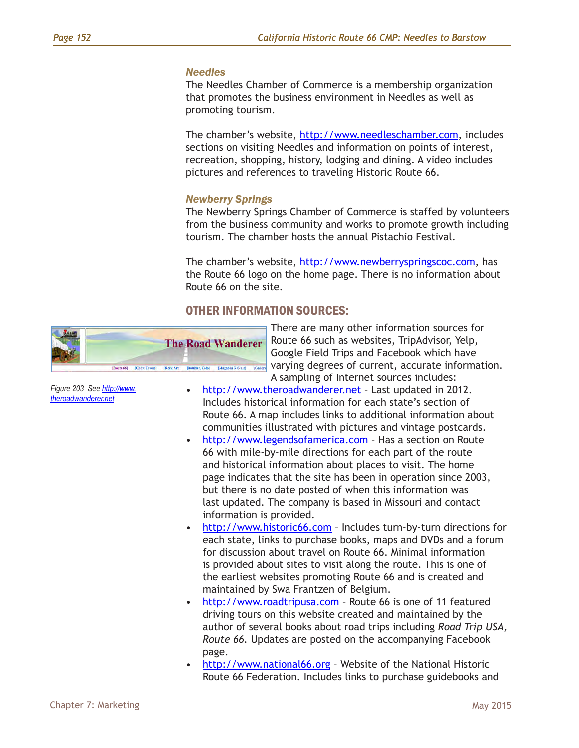### Needles

The Needles Chamber of Commerce is a membership organization that promotes the business environment in Needles as well as promoting tourism.

The chamber's website, http://www.needleschamber.com, includes sections on visiting Needles and information on points of interest, recreation, shopping, history, lodging and dining. A video includes pictures and references to traveling Historic Route 66.

### Newberry Springs

The Newberry Springs Chamber of Commerce is staffed by volunteers from the business community and works to promote growth including tourism. The chamber hosts the annual Pistachio Festival.

The chamber's website, http://www.newberryspringscoc.com, has the Route 66 logo on the home page. There is no information about Route 66 on the site.

## OTHER INFORMATION SOURCES:

Figure 203 See http://www.theroadwanderer.net

There are many other information sources for Route 66 such as websites, TripAdvisor, Yelp, Google Field Trips and Facebook which have varying degrees of current, accurate information. A sampling of Internet sources includes:

- http://www.theroadwanderer.net – Last updated in 2012. Includes historical information for each state's section of Route 66. A map includes links to additional information about communities illustrated with pictures and vintage postcards.
- http://www.legendsofamerica.com – Has a section on Route 66 with mile-by-mile directions for each part of the route and historical information about places to visit. The home page indicates that the site has been in operation since 2003, but there is no date posted of when this information was last updated. The company is based in Missouri and contact information is provided.
- http://www.historic66.com – Includes turn-by-turn directions for each state, links to purchase books, maps and DVDs and a forum for discussion about travel on Route 66. Minimal information is provided about sites to visit along the route. This is one of the earliest websites promoting Route 66 and is created and maintained by Swa Frantzen of Belgium.
- http://www.roadtripusa.com – Route 66 is one of 11 featured driving tours on this website created and maintained by the author of several books about road trips including *Road Trip USA, Route 66*. Updates are posted on the accompanying Facebook page.
- http://www.national66.org – Website of the National Historic Route 66 Federation. Includes links to purchase guidebooks and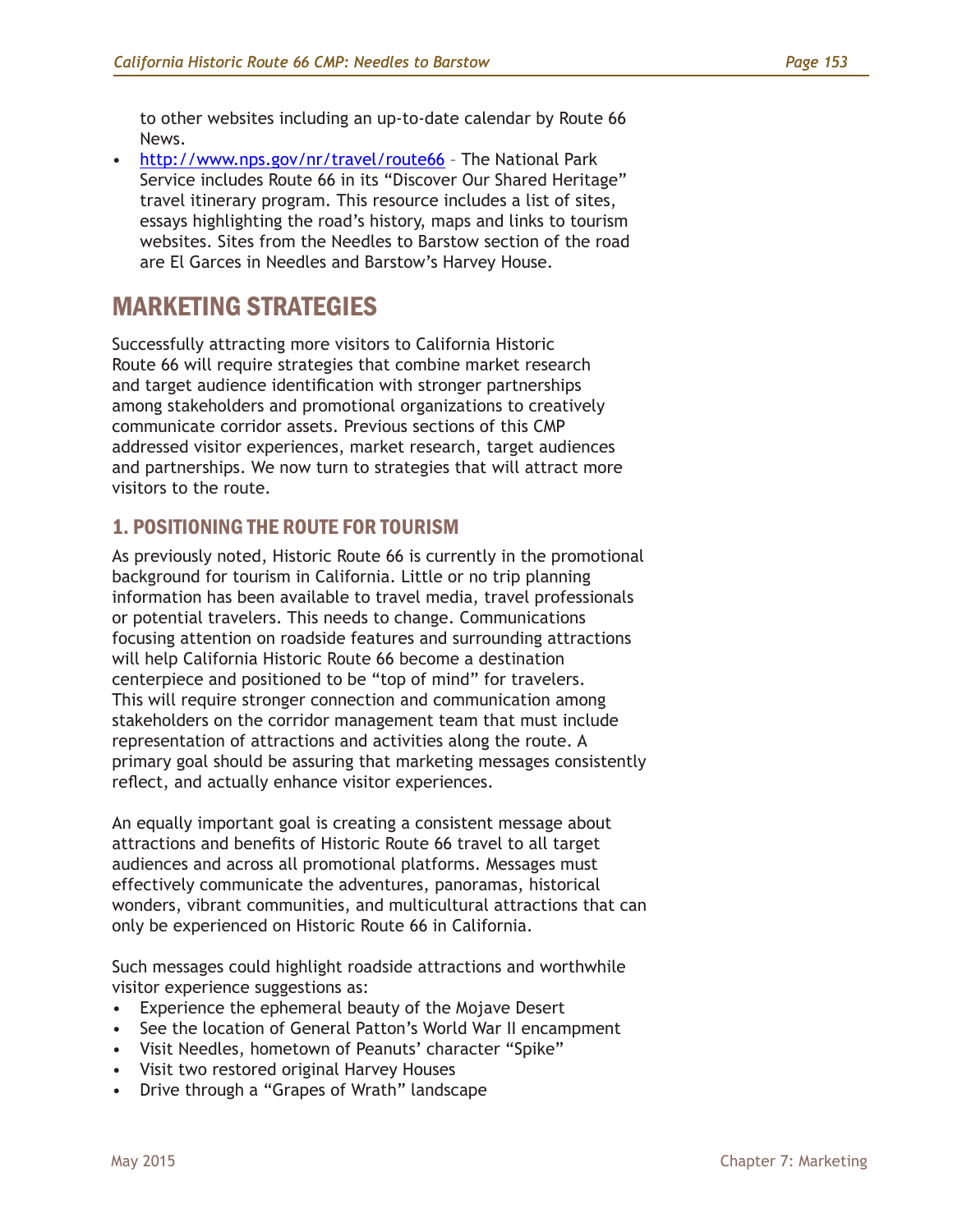to other websites including an up-to-date calendar by Route 66 News.

- http://www.nps.gov/nr/travel/route66 – The National Park Service includes Route 66 in its “Discover Our Shared Heritage” travel itinerary program. This resource includes a list of sites, essays highlighting the road’s history, maps and links to tourism websites. Sites from the Needles to Barstow section of the road are El Garces in Needles and Barstow’s Harvey House.

## MARKETING STRATEGIES

Successfully attracting more visitors to California Historic Route 66 will require strategies that combine market research and target audience identification with stronger partnerships among stakeholders and promotional organizations to creatively communicate corridor assets. Previous sections of this CMP addressed visitor experiences, market research, target audiences and partnerships. We now turn to strategies that will attract more visitors to the route.

### 1. POSITIONING THE ROUTE FOR TOURISM

As previously noted, Historic Route 66 is currently in the promotional background for tourism in California. Little or no trip planning information has been available to travel media, travel professionals or potential travelers. This needs to change. Communications focusing attention on roadside features and surrounding attractions will help California Historic Route 66 become a destination centerpiece and positioned to be “top of mind” for travelers. This will require stronger connection and communication among stakeholders on the corridor management team that must include representation of attractions and activities along the route. A primary goal should be assuring that marketing messages consistently reflect, and actually enhance visitor experiences.

An equally important goal is creating a consistent message about attractions and benefits of Historic Route 66 travel to all target audiences and across all promotional platforms. Messages must effectively communicate the adventures, panoramas, historical wonders, vibrant communities, and multicultural attractions that can only be experienced on Historic Route 66 in California.

Such messages could highlight roadside attractions and worthwhile visitor experience suggestions as:

- Experience the ephemeral beauty of the Mojave Desert
- See the location of General Patton’s World War II encampment
- Visit Needles, hometown of Peanuts’ character “Spike”
- Visit two restored original Harvey Houses
- Drive through a “Grapes of Wrath” landscape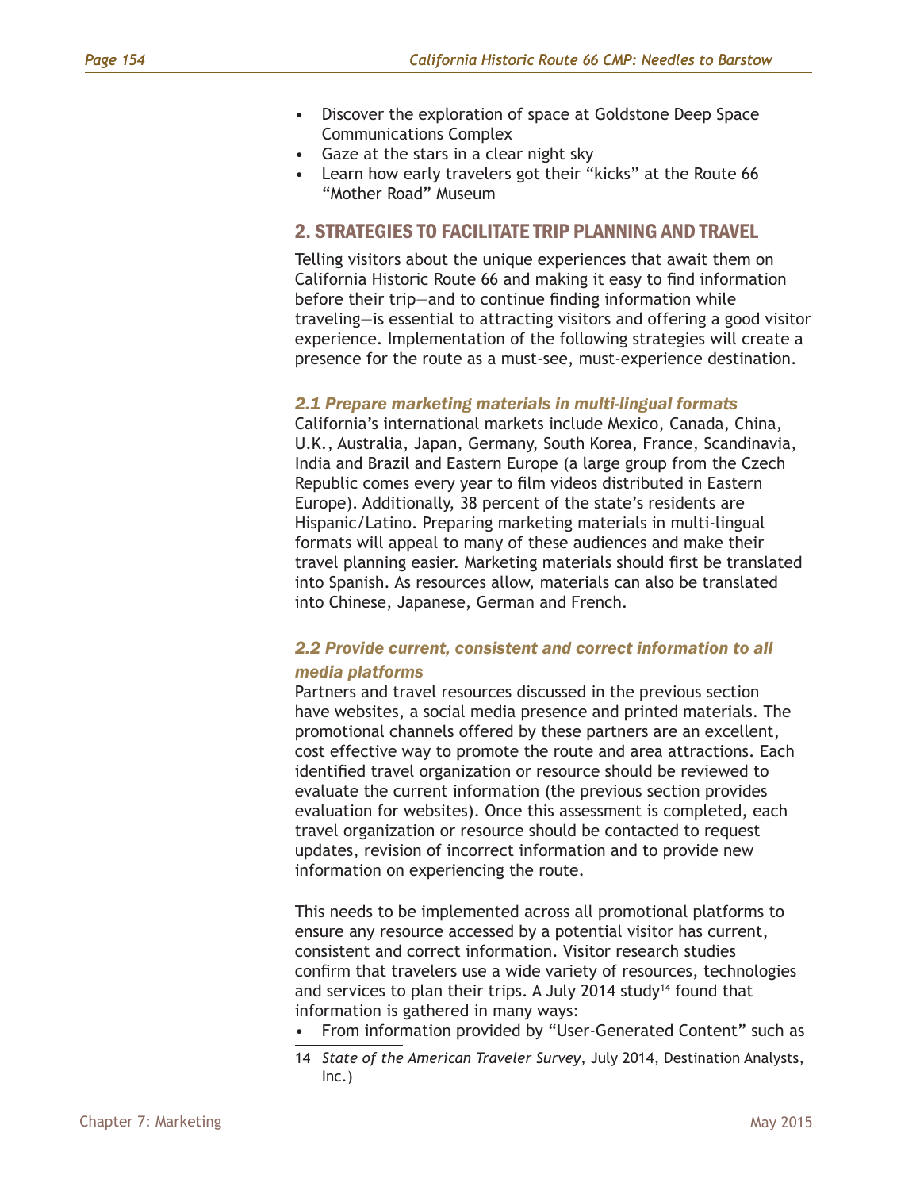- Discover the exploration of space at Goldstone Deep Space Communications Complex
- Gaze at the stars in a clear night sky
- Learn how early travelers got their "kicks" at the Route 66 "Mother Road" Museum

## 2. STRATEGIES TO FACILITATE TRIP PLANNING AND TRAVEL

Telling visitors about the unique experiences that await them on California Historic Route 66 and making it easy to find information before their trip—and to continue finding information while traveling—is essential to attracting visitors and offering a good visitor experience. Implementation of the following strategies will create a presence for the route as a must-see, must-experience destination.

### *2.1 Prepare marketing materials in multi-lingual formats*

California's international markets include Mexico, Canada, China, U.K., Australia, Japan, Germany, South Korea, France, Scandinavia, India and Brazil and Eastern Europe (a large group from the Czech Republic comes every year to film videos distributed in Eastern Europe). Additionally, 38 percent of the state's residents are Hispanic/Latino. Preparing marketing materials in multi-lingual formats will appeal to many of these audiences and make their travel planning easier. Marketing materials should first be translated into Spanish. As resources allow, materials can also be translated into Chinese, Japanese, German and French.

### *2.2 Provide current, consistent and correct information to all media platforms*

Partners and travel resources discussed in the previous section have websites, a social media presence and printed materials. The promotional channels offered by these partners are an excellent, cost effective way to promote the route and area attractions. Each identified travel organization or resource should be reviewed to evaluate the current information (the previous section provides evaluation for websites). Once this assessment is completed, each travel organization or resource should be contacted to request updates, revision of incorrect information and to provide new information on experiencing the route.

This needs to be implemented across all promotional platforms to ensure any resource accessed by a potential visitor has current, consistent and correct information. Visitor research studies confirm that travelers use a wide variety of resources, technologies and services to plan their trips. A July 2014 study[14] found that information is gathered in many ways:

- From information provided by "User-Generated Content" such as

14 *State of the American Traveler Survey*, July 2014, Destination Analysts, Inc.)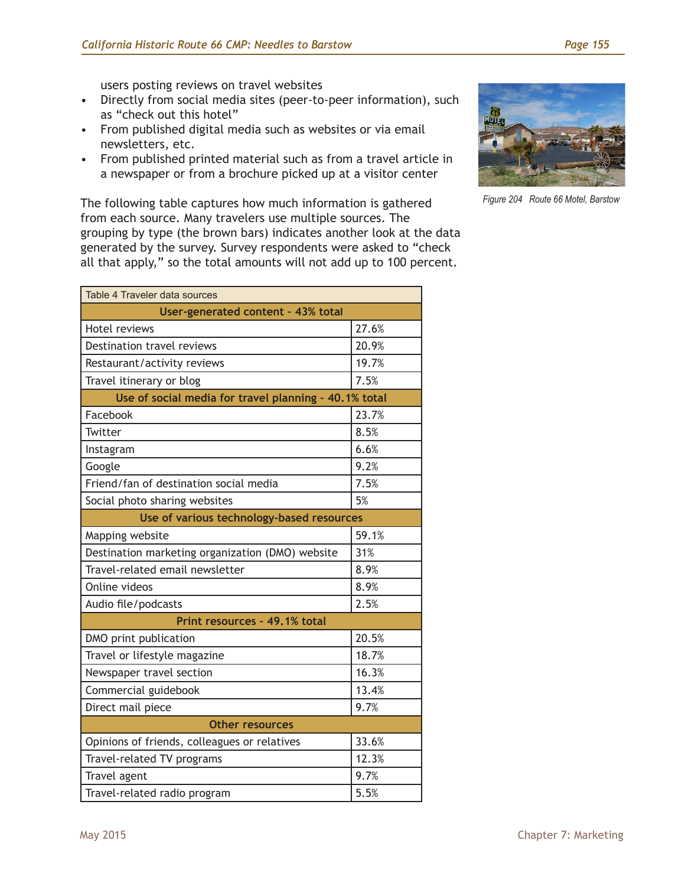users posting reviews on travel websites

- Directly from social media sites (peer-to-peer information), such as “check out this hotel”
- From published digital media such as websites or via email newsletters, etc.
- From published printed material such as from a travel article in a newspaper or from a brochure picked up at a visitor center

Figure 204 Route 66 Motel, Barstow

The following table captures how much information is gathered from each source. Many travelers use multiple sources. The grouping by type (the brown bars) indicates another look at the data generated by the survey. Survey respondents were asked to “check all that apply,” so the total amounts will not add up to 100 percent.

Table 4 Traveler data sources

| Source | Percent |
|---|---|
| **User-generated content - 43% total** | |
| Hotel reviews | 27.6% |
| Destination travel reviews | 20.9% |
| Restaurant/activity reviews | 19.7% |
| Travel itinerary or blog | 7.5% |
| **Use of social media for travel planning - 40.1% total** | |
| Facebook | 23.7% |
| Twitter | 8.5% |
| Instagram | 6.6% |
| Google | 9.2% |
| Friend/fan of destination social media | 7.5% |
| Social photo sharing websites | 5% |
| **Use of various technology-based resources** | |
| Mapping website | 59.1% |
| Destination marketing organization (DMO) website | 31% |
| Travel-related email newsletter | 8.9% |
| Online videos | 8.9% |
| Audio file/podcasts | 2.5% |
| **Print resources - 49.1% total** | |
| DMO print publication | 20.5% |
| Travel or lifestyle magazine | 18.7% |
| Newspaper travel section | 16.3% |
| Commercial guidebook | 13.4% |
| Direct mail piece | 9.7% |
| **Other resources** | |
| Opinions of friends, colleagues or relatives | 33.6% |
| Travel-related TV programs | 12.3% |
| Travel agent | 9.7% |
| Travel-related radio program | 5.5% |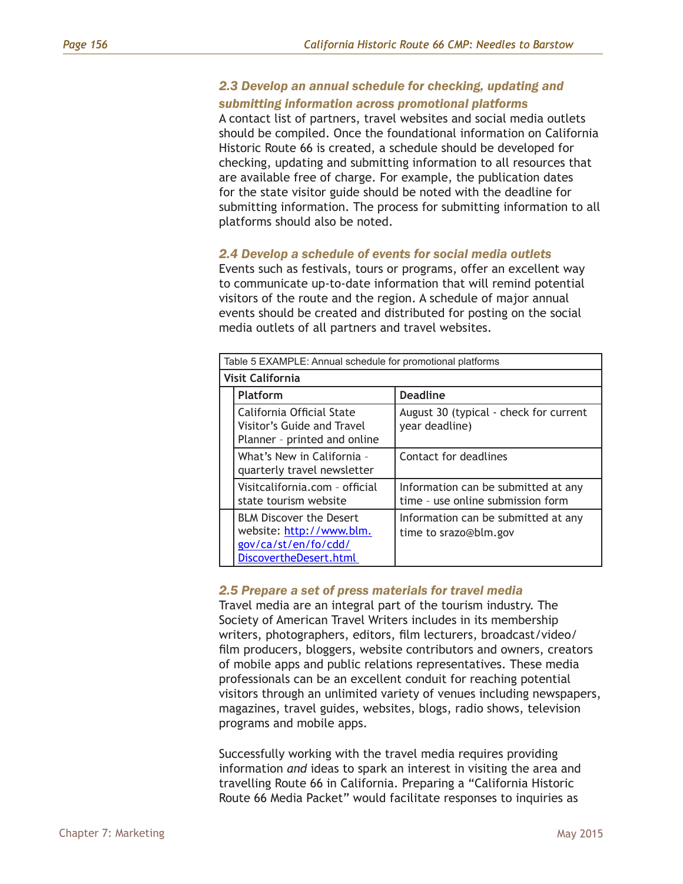### 2.3 Develop an annual schedule for checking, updating and submitting information across promotional platforms

A contact list of partners, travel websites and social media outlets should be compiled. Once the foundational information on California Historic Route 66 is created, a schedule should be developed for checking, updating and submitting information to all resources that are available free of charge. For example, the publication dates for the state visitor guide should be noted with the deadline for submitting information. The process for submitting information to all platforms should also be noted.

### 2.4 Develop a schedule of events for social media outlets

Events such as festivals, tours or programs, offer an excellent way to communicate up-to-date information that will remind potential visitors of the route and the region. A schedule of major annual events should be created and distributed for posting on the social media outlets of all partners and travel websites.

Table 5 EXAMPLE: Annual schedule for promotional platforms

| **Visit California** | | |
|---|---|---|
| | **Platform** | **Deadline** |
| | California Official State Visitor's Guide and Travel Planner – printed and online | August 30 (typical - check for current year deadline) |
| | What's New in California – quarterly travel newsletter | Contact for deadlines |
| | Visitcalifornia.com – official state tourism website | Information can be submitted at any time – use online submission form |
| | BLM Discover the Desert website: http://www.blm.gov/ca/st/en/fo/cdd/DiscovertheDesert.html | Information can be submitted at any time to srazo@blm.gov |

### 2.5 Prepare a set of press materials for travel media

Travel media are an integral part of the tourism industry. The Society of American Travel Writers includes in its membership writers, photographers, editors, film lecturers, broadcast/video/film producers, bloggers, website contributors and owners, creators of mobile apps and public relations representatives. These media professionals can be an excellent conduit for reaching potential visitors through an unlimited variety of venues including newspapers, magazines, travel guides, websites, blogs, radio shows, television programs and mobile apps.

Successfully working with the travel media requires providing information *and* ideas to spark an interest in visiting the area and travelling Route 66 in California. Preparing a "California Historic Route 66 Media Packet" would facilitate responses to inquiries as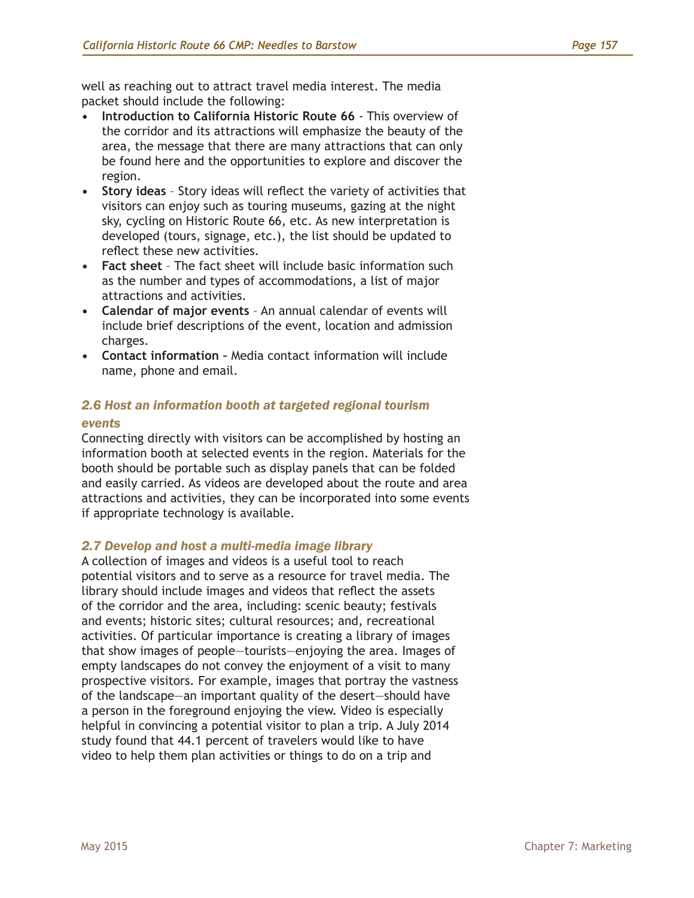well as reaching out to attract travel media interest. The media packet should include the following:

- **Introduction to California Historic Route 66** - This overview of the corridor and its attractions will emphasize the beauty of the area, the message that there are many attractions that can only be found here and the opportunities to explore and discover the region.
- **Story ideas** – Story ideas will reflect the variety of activities that visitors can enjoy such as touring museums, gazing at the night sky, cycling on Historic Route 66, etc. As new interpretation is developed (tours, signage, etc.), the list should be updated to reflect these new activities.
- **Fact sheet** – The fact sheet will include basic information such as the number and types of accommodations, a list of major attractions and activities.
- **Calendar of major events** – An annual calendar of events will include brief descriptions of the event, location and admission charges.
- **Contact information** – Media contact information will include name, phone and email.

### *2.6 Host an information booth at targeted regional tourism events*

Connecting directly with visitors can be accomplished by hosting an information booth at selected events in the region. Materials for the booth should be portable such as display panels that can be folded and easily carried. As videos are developed about the route and area attractions and activities, they can be incorporated into some events if appropriate technology is available.

### *2.7 Develop and host a multi-media image library*

A collection of images and videos is a useful tool to reach potential visitors and to serve as a resource for travel media. The library should include images and videos that reflect the assets of the corridor and the area, including: scenic beauty; festivals and events; historic sites; cultural resources; and, recreational activities. Of particular importance is creating a library of images that show images of people—tourists—enjoying the area. Images of empty landscapes do not convey the enjoyment of a visit to many prospective visitors. For example, images that portray the vastness of the landscape—an important quality of the desert—should have a person in the foreground enjoying the view. Video is especially helpful in convincing a potential visitor to plan a trip. A July 2014 study found that 44.1 percent of travelers would like to have video to help them plan activities or things to do on a trip and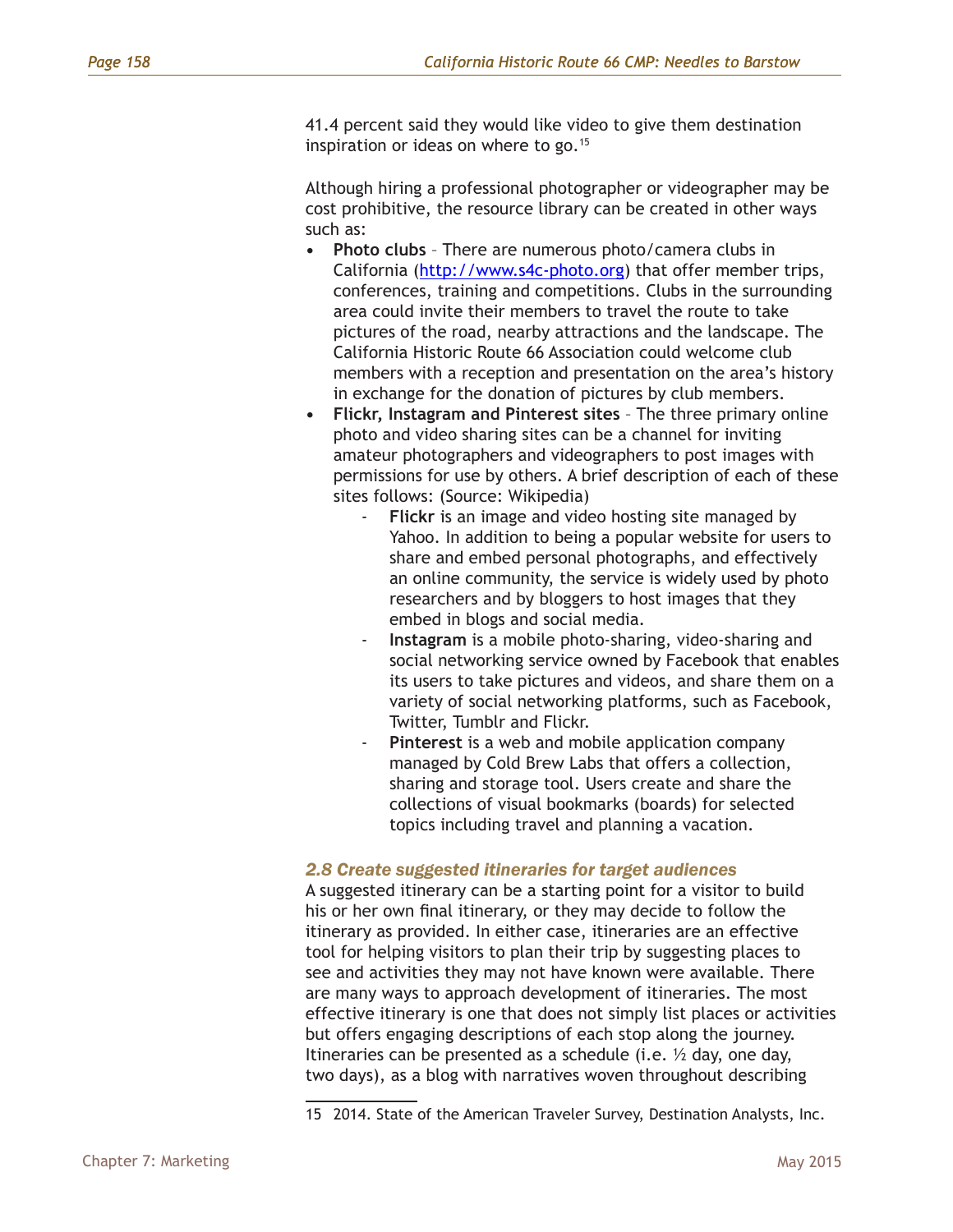41.4 percent said they would like video to give them destination inspiration or ideas on where to go.[15]

Although hiring a professional photographer or videographer may be cost prohibitive, the resource library can be created in other ways such as:

- **Photo clubs** – There are numerous photo/camera clubs in California (http://www.s4c-photo.org) that offer member trips, conferences, training and competitions. Clubs in the surrounding area could invite their members to travel the route to take pictures of the road, nearby attractions and the landscape. The California Historic Route 66 Association could welcome club members with a reception and presentation on the area's history in exchange for the donation of pictures by club members.
- **Flickr, Instagram and Pinterest sites** – The three primary online photo and video sharing sites can be a channel for inviting amateur photographers and videographers to post images with permissions for use by others. A brief description of each of these sites follows: (Source: Wikipedia)
    - **Flickr** is an image and video hosting site managed by Yahoo. In addition to being a popular website for users to share and embed personal photographs, and effectively an online community, the service is widely used by photo researchers and by bloggers to host images that they embed in blogs and social media.
    - **Instagram** is a mobile photo-sharing, video-sharing and social networking service owned by Facebook that enables its users to take pictures and videos, and share them on a variety of social networking platforms, such as Facebook, Twitter, Tumblr and Flickr.
    - **Pinterest** is a web and mobile application company managed by Cold Brew Labs that offers a collection, sharing and storage tool. Users create and share the collections of visual bookmarks (boards) for selected topics including travel and planning a vacation.

### *2.8 Create suggested itineraries for target audiences*

A suggested itinerary can be a starting point for a visitor to build his or her own final itinerary, or they may decide to follow the itinerary as provided. In either case, itineraries are an effective tool for helping visitors to plan their trip by suggesting places to see and activities they may not have known were available. There are many ways to approach development of itineraries. The most effective itinerary is one that does not simply list places or activities but offers engaging descriptions of each stop along the journey. Itineraries can be presented as a schedule (i.e. ½ day, one day, two days), as a blog with narratives woven throughout describing

15 2014. State of the American Traveler Survey, Destination Analysts, Inc.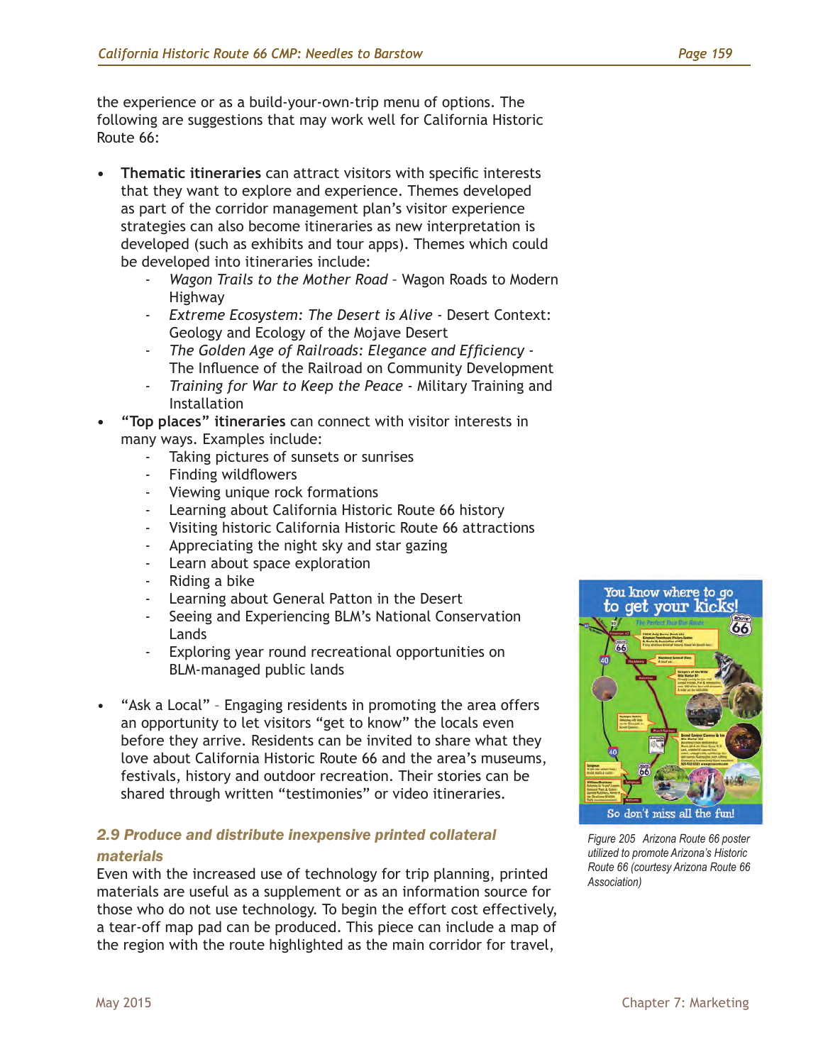the experience or as a build-your-own-trip menu of options. The following are suggestions that may work well for California Historic Route 66:

- **Thematic itineraries** can attract visitors with specific interests that they want to explore and experience. Themes developed as part of the corridor management plan's visitor experience strategies can also become itineraries as new interpretation is developed (such as exhibits and tour apps). Themes which could be developed into itineraries include:
  - *Wagon Trails to the Mother Road* – Wagon Roads to Modern Highway
  - *Extreme Ecosystem: The Desert is Alive* - Desert Context: Geology and Ecology of the Mojave Desert
  - *The Golden Age of Railroads: Elegance and Efficiency* - The Influence of the Railroad on Community Development
  - *Training for War to Keep the Peace* - Military Training and Installation
- **"Top places" itineraries** can connect with visitor interests in many ways. Examples include:
  - Taking pictures of sunsets or sunrises
  - Finding wildflowers
  - Viewing unique rock formations
  - Learning about California Historic Route 66 history
  - Visiting historic California Historic Route 66 attractions
  - Appreciating the night sky and star gazing
  - Learn about space exploration
  - Riding a bike
  - Learning about General Patton in the Desert
  - Seeing and Experiencing BLM's National Conservation Lands
  - Exploring year round recreational opportunities on BLM-managed public lands
- "Ask a Local" – Engaging residents in promoting the area offers an opportunity to let visitors "get to know" the locals even before they arrive. Residents can be invited to share what they love about California Historic Route 66 and the area's museums, festivals, history and outdoor recreation. Their stories can be shared through written "testimonies" or video itineraries.

Figure 205 Arizona Route 66 poster utilized to promote Arizona's Historic Route 66 (courtesy Arizona Route 66 Association)

### *2.9 Produce and distribute inexpensive printed collateral materials*

Even with the increased use of technology for trip planning, printed materials are useful as a supplement or as an information source for those who do not use technology. To begin the effort cost effectively, a tear-off map pad can be produced. This piece can include a map of the region with the route highlighted as the main corridor for travel,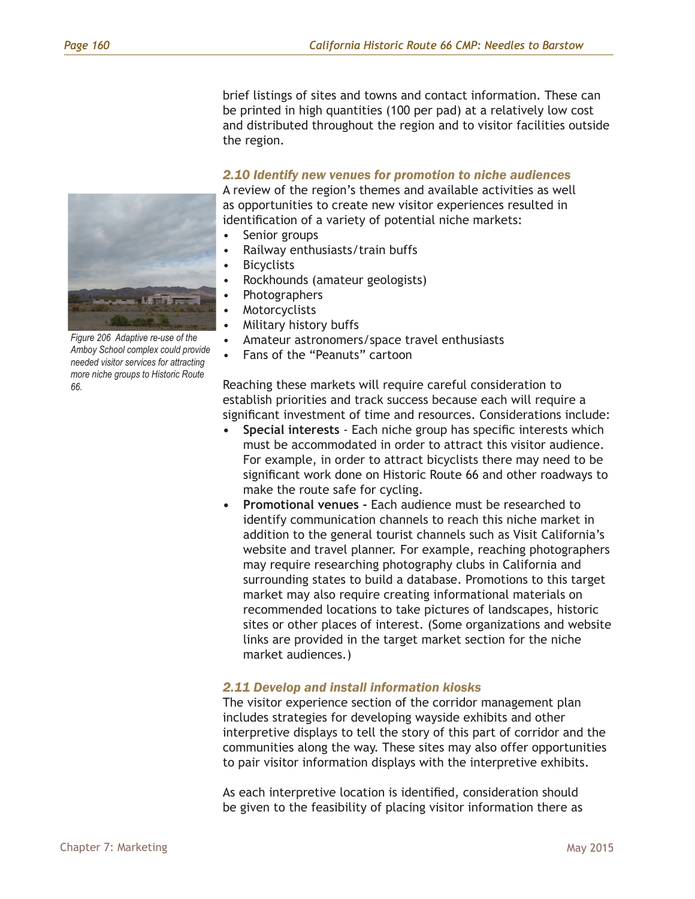brief listings of sites and towns and contact information. These can be printed in high quantities (100 per pad) at a relatively low cost and distributed throughout the region and to visitor facilities outside the region.

### *2.10 Identify new venues for promotion to niche audiences*

A review of the region's themes and available activities as well as opportunities to create new visitor experiences resulted in identification of a variety of potential niche markets:

- Senior groups
- Railway enthusiasts/train buffs
- Bicyclists
- Rockhounds (amateur geologists)
- Photographers
- Motorcyclists
- Military history buffs
- Amateur astronomers/space travel enthusiasts
- Fans of the "Peanuts" cartoon

*Figure 206 Adaptive re-use of the Amboy School complex could provide needed visitor services for attracting more niche groups to Historic Route 66.*

Reaching these markets will require careful consideration to establish priorities and track success because each will require a significant investment of time and resources. Considerations include:

- **Special interests** - Each niche group has specific interests which must be accommodated in order to attract this visitor audience. For example, in order to attract bicyclists there may need to be significant work done on Historic Route 66 and other roadways to make the route safe for cycling.
- **Promotional venues -** Each audience must be researched to identify communication channels to reach this niche market in addition to the general tourist channels such as Visit California's website and travel planner. For example, reaching photographers may require researching photography clubs in California and surrounding states to build a database. Promotions to this target market may also require creating informational materials on recommended locations to take pictures of landscapes, historic sites or other places of interest. (Some organizations and website links are provided in the target market section for the niche market audiences.)

### *2.11 Develop and install information kiosks*

The visitor experience section of the corridor management plan includes strategies for developing wayside exhibits and other interpretive displays to tell the story of this part of corridor and the communities along the way. These sites may also offer opportunities to pair visitor information displays with the interpretive exhibits.

As each interpretive location is identified, consideration should be given to the feasibility of placing visitor information there as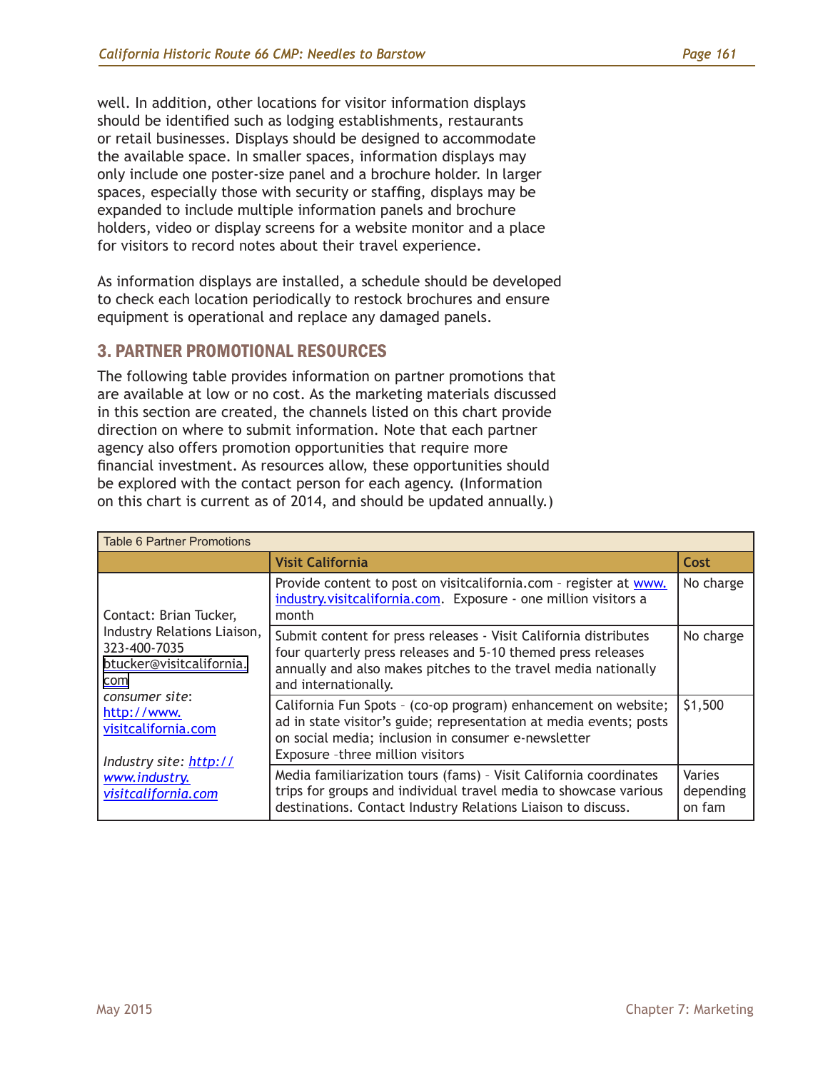well. In addition, other locations for visitor information displays should be identified such as lodging establishments, restaurants or retail businesses. Displays should be designed to accommodate the available space. In smaller spaces, information displays may only include one poster-size panel and a brochure holder. In larger spaces, especially those with security or staffing, displays may be expanded to include multiple information panels and brochure holders, video or display screens for a website monitor and a place for visitors to record notes about their travel experience.

As information displays are installed, a schedule should be developed to check each location periodically to restock brochures and ensure equipment is operational and replace any damaged panels.

## 3. PARTNER PROMOTIONAL RESOURCES

The following table provides information on partner promotions that are available at low or no cost. As the marketing materials discussed in this section are created, the channels listed on this chart provide direction on where to submit information. Note that each partner agency also offers promotion opportunities that require more financial investment. As resources allow, these opportunities should be explored with the contact person for each agency. (Information on this chart is current as of 2014, and should be updated annually.)

Table 6 Partner Promotions

| | **Visit California** | **Cost** |
|---|---|---|
| Contact: Brian Tucker, Industry Relations Liaison, 323-400-7035 btucker@visitcalifornia.com *consumer site*: http://www.visitcalifornia.com *Industry site: http://www.industry.visitcalifornia.com* | Provide content to post on visitcalifornia.com – register at www.industry.visitcalifornia.com. Exposure - one million visitors a month | No charge |
| | Submit content for press releases - Visit California distributes four quarterly press releases and 5-10 themed press releases annually and also makes pitches to the travel media nationally and internationally. | No charge |
| | California Fun Spots – (co-op program) enhancement on website; ad in state visitor's guide; representation at media events; posts on social media; inclusion in consumer e-newsletter Exposure –three million visitors | $1,500 |
| | Media familiarization tours (fams) – Visit California coordinates trips for groups and individual travel media to showcase various destinations. Contact Industry Relations Liaison to discuss. | Varies depending on fam |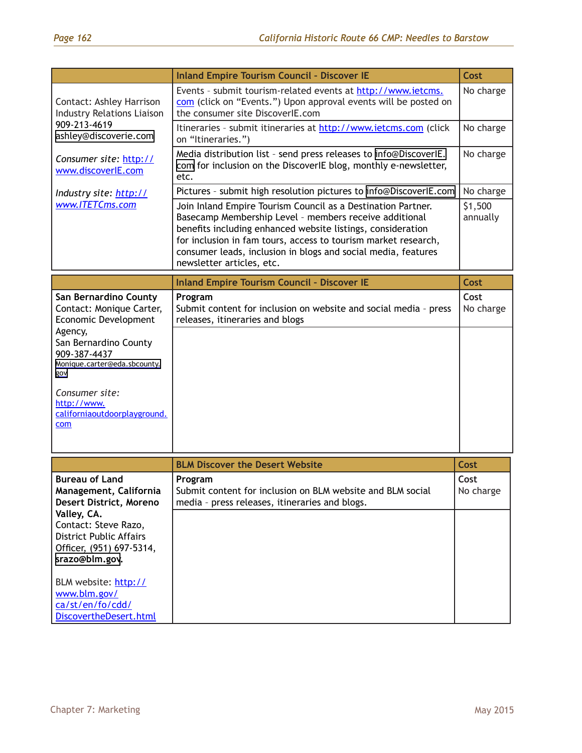| | Inland Empire Tourism Council - Discover IE | Cost |
|---|---|---|
| Contact: Ashley Harrison<br>Industry Relations Liaison<br>909-213-4619<br>ashley@discoverie.com<br><br>*Consumer site:* http://www.discoverIE.com<br><br>*Industry site:* *http://www.ITETCms.com* | Events - submit tourism-related events at http://www.ietcms.com (click on "Events.") Upon approval events will be posted on the consumer site DiscoverIE.com | No charge |
| | Itineraries - submit itineraries at http://www.ietcms.com (click on "Itineraries.") | No charge |
| | Media distribution list - send press releases to info@DiscoverIE.com for inclusion on the DiscoverIE blog, monthly e-newsletter, etc. | No charge |
| | Pictures - submit high resolution pictures to info@DiscoverIE.com | No charge |
| | Join Inland Empire Tourism Council as a Destination Partner. Basecamp Membership Level - members receive additional benefits including enhanced website listings, consideration for inclusion in fam tours, access to tourism market research, consumer leads, inclusion in blogs and social media, features newsletter articles, etc. | $1,500 annually |

| | Inland Empire Tourism Council - Discover IE | Cost |
|---|---|---|
| **San Bernardino County**<br>Contact: Monique Carter, Economic Development Agency,<br>San Bernardino County<br>909-387-4437<br>Monique.carter@eda.sbcounty.gov<br><br>*Consumer site:*<br>http://www.californiaoutdoorplayground.com | **Program**<br>Submit content for inclusion on website and social media - press releases, itineraries and blogs | Cost<br>No charge |

| | BLM Discover the Desert Website | Cost |
|---|---|---|
| **Bureau of Land Management, California Desert District, Moreno Valley, CA.**<br>Contact: Steve Razo, District Public Affairs Officer, (951) 697-5314, **srazo@blm.gov**.<br><br>BLM website: http://www.blm.gov/ca/st/en/fo/cdd/DiscovertheDesert.html | **Program**<br>Submit content for inclusion on BLM website and BLM social media - press releases, itineraries and blogs. | Cost<br>No charge |